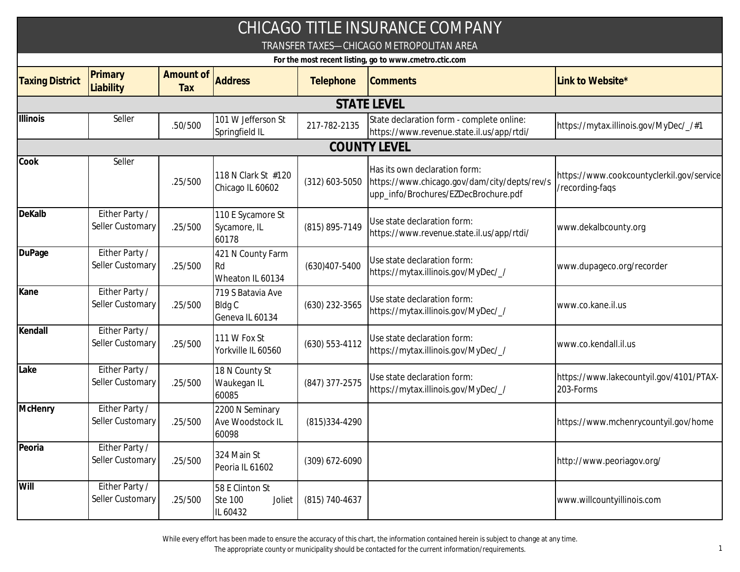# CHICAGO TITLE INSURANCE COMPANY

## TRANSFER TAXES—CHICAGO METROPOLITAN AREA

**For the most recent listing, go to www.cmetro.ctic.com**

| Taxing District | Primary Liability | Amount of Tax | Address | Telephone | Comments | Link to Website* |
|---|---|---|---|---|---|---|
| **STATE LEVEL** | | | | | | |
| **Illinois** | Seller | .50/500 | 101 W Jefferson St Springfield IL | 217-782-2135 | State declaration form - complete online: https://www.revenue.state.il.us/app/rtdi/ | https://mytax.illinois.gov/MyDec/_/#1 |
| **COUNTY LEVEL** | | | | | | |
| **Cook** | Seller | .25/500 | 118 N Clark St #120 Chicago IL 60602 | (312) 603-5050 | Has its own declaration form: https://www.chicago.gov/dam/city/depts/rev/supp_info/Brochures/EZDecBrochure.pdf | https://www.cookcountyclerkil.gov/service/recording-faqs |
| **DeKalb** | Either Party / Seller Customary | .25/500 | 110 E Sycamore St Sycamore, IL 60178 | (815) 895-7149 | Use state declaration form: https://www.revenue.state.il.us/app/rtdi/ | www.dekalbcounty.org |
| **DuPage** | Either Party / Seller Customary | .25/500 | 421 N County Farm Rd Wheaton IL 60134 | (630)407-5400 | Use state declaration form: https://mytax.illinois.gov/MyDec/_/ | www.dupageco.org/recorder |
| **Kane** | Either Party / Seller Customary | .25/500 | 719 S Batavia Ave Bldg C Geneva IL 60134 | (630) 232-3565 | Use state declaration form: https://mytax.illinois.gov/MyDec/_/ | www.co.kane.il.us |
| **Kendall** | Either Party / Seller Customary | .25/500 | 111 W Fox St Yorkville IL 60560 | (630) 553-4112 | Use state declaration form: https://mytax.illinois.gov/MyDec/_/ | www.co.kendall.il.us |
| **Lake** | Either Party / Seller Customary | .25/500 | 18 N County St Waukegan IL 60085 | (847) 377-2575 | Use state declaration form: https://mytax.illinois.gov/MyDec/_/ | https://www.lakecountyil.gov/4101/PTAX-203-Forms |
| **McHenry** | Either Party / Seller Customary | .25/500 | 2200 N Seminary Ave Woodstock IL 60098 | (815)334-4290 | | https://www.mchenrycountyil.gov/home |
| **Peoria** | Either Party / Seller Customary | .25/500 | 324 Main St Peoria IL 61602 | (309) 672-6090 | | http://www.peoriagov.org/ |
| **Will** | Either Party / Seller Customary | .25/500 | 58 E Clinton St Ste 100 Joliet IL 60432 | (815) 740-4637 | | www.willcountyillinois.com |

While every effort has been made to ensure the accuracy of this chart, the information contained herein is subject to change at any time.
The appropriate county or municipality should be contacted for the current information/requirements.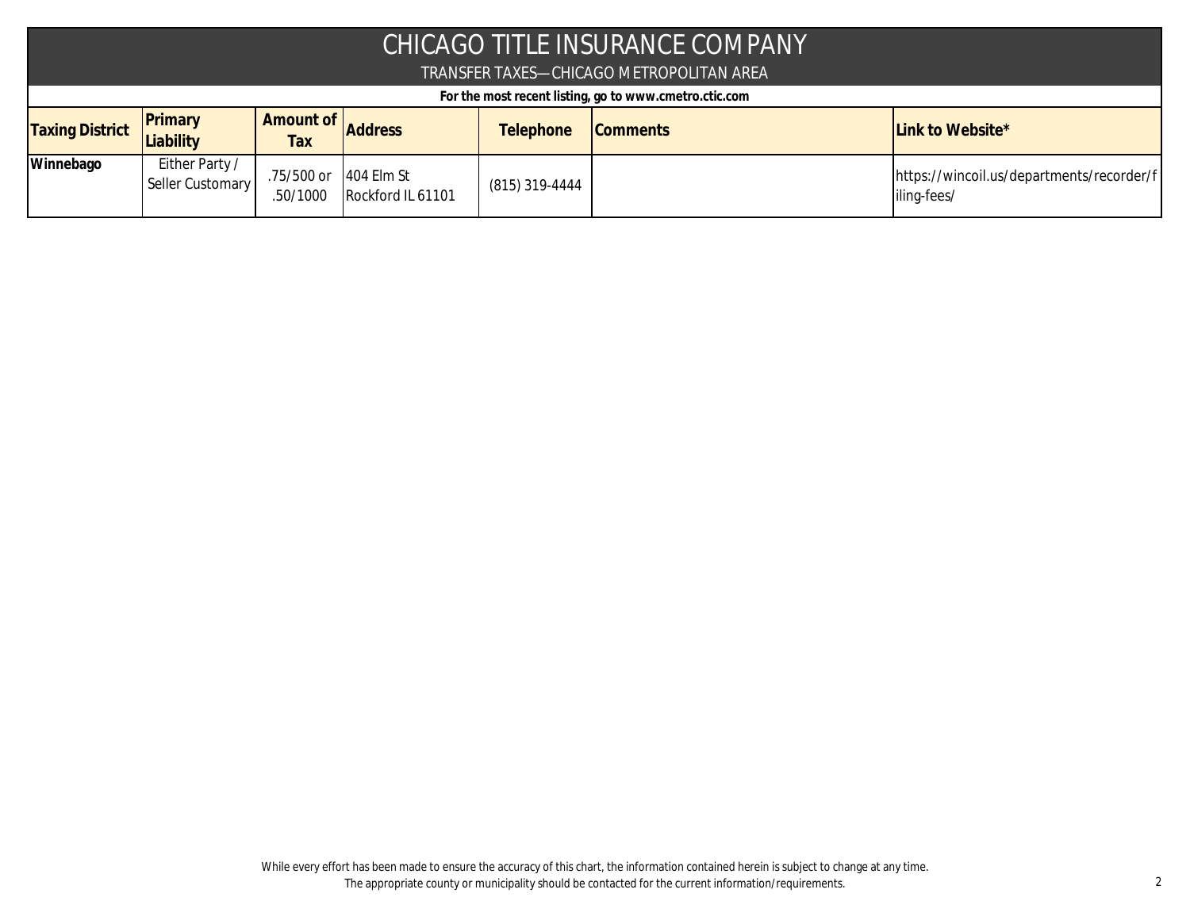# CHICAGO TITLE INSURANCE COMPANY

## TRANSFER TAXES—CHICAGO METROPOLITAN AREA

**For the most recent listing, go to www.cmetro.ctic.com**

| Taxing District | Primary Liability | Amount of Tax | Address | Telephone | Comments | Link to Website* |
|---|---|---|---|---|---|---|
| **Winnebago** | Either Party / Seller Customary | .75/500 or .50/1000 | 404 Elm St Rockford IL 61101 | (815) 319-4444 | | https://wincoil.us/departments/recorder/filing-fees/ |

While every effort has been made to ensure the accuracy of this chart, the information contained herein is subject to change at any time.
The appropriate county or municipality should be contacted for the current information/requirements.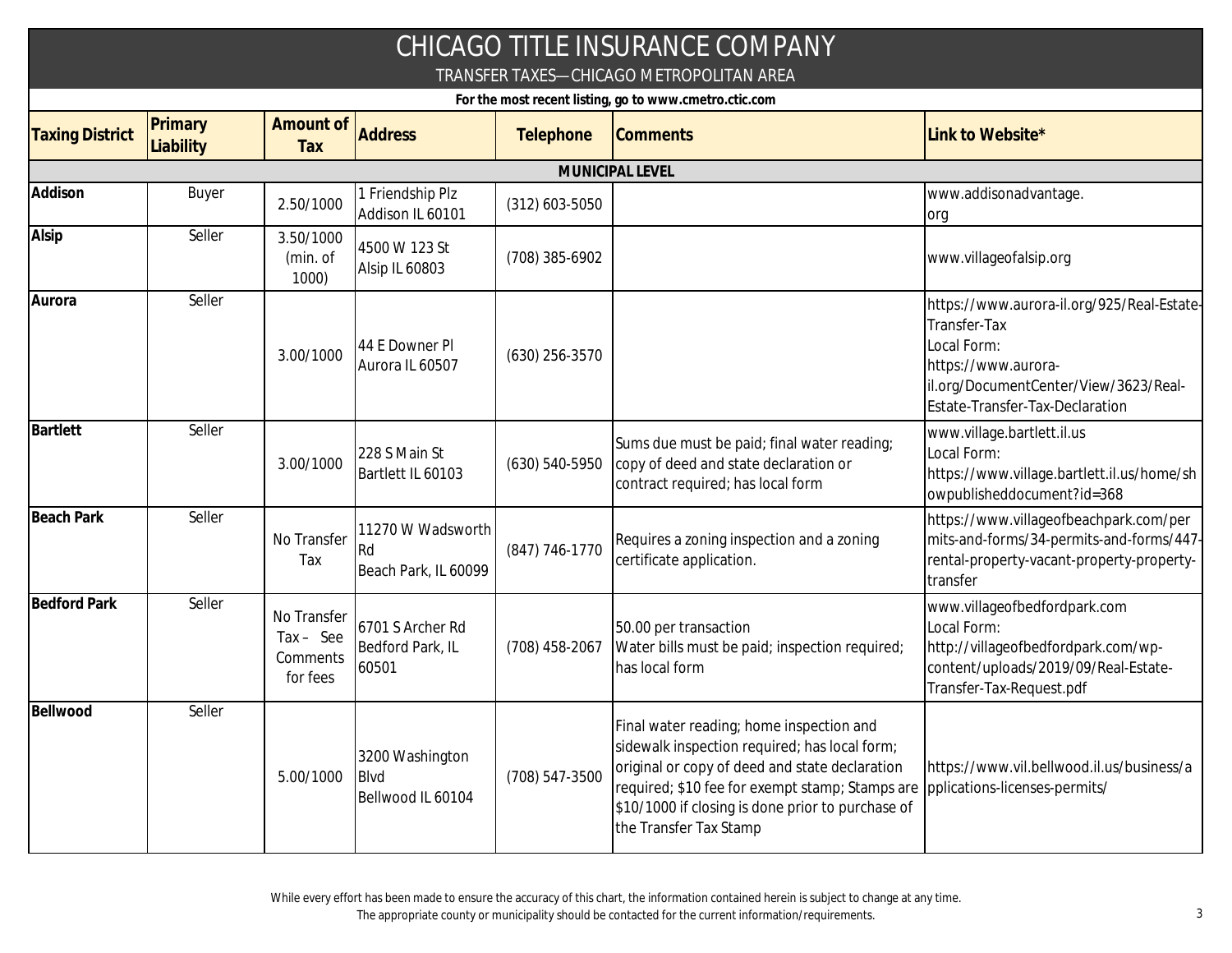# CHICAGO TITLE INSURANCE COMPANY

## TRANSFER TAXES—CHICAGO METROPOLITAN AREA

**For the most recent listing, go to www.cmetro.ctic.com**

| Taxing District | Primary Liability | Amount of Tax | Address | Telephone | Comments | Link to Website* |
|---|---|---|---|---|---|---|
| **MUNICIPAL LEVEL** | | | | | | |
| **Addison** | Buyer | 2.50/1000 | 1 Friendship Plz Addison IL 60101 | (312) 603-5050 | | www.addisonadvantage.org |
| **Alsip** | Seller | 3.50/1000 (min. of 1000) | 4500 W 123 St Alsip IL 60803 | (708) 385-6902 | | www.villageofalsip.org |
| **Aurora** | Seller | 3.00/1000 | 44 E Downer Pl Aurora IL 60507 | (630) 256-3570 | | https://www.aurora-il.org/925/Real-Estate-Transfer-Tax Local Form: https://www.aurora-il.org/DocumentCenter/View/3623/Real-Estate-Transfer-Tax-Declaration |
| **Bartlett** | Seller | 3.00/1000 | 228 S Main St Bartlett IL 60103 | (630) 540-5950 | Sums due must be paid; final water reading; copy of deed and state declaration or contract required; has local form | www.village.bartlett.il.us Local Form: https://www.village.bartlett.il.us/home/showpublisheddocument?id=368 |
| **Beach Park** | Seller | No Transfer Tax | 11270 W Wadsworth Rd Beach Park, IL 60099 | (847) 746-1770 | Requires a zoning inspection and a zoning certificate application. | https://www.villageofbeachpark.com/permits-and-forms/34-permits-and-forms/447-rental-property-vacant-property-property-transfer |
| **Bedford Park** | Seller | No Transfer Tax – See Comments for fees | 6701 S Archer Rd Bedford Park, IL 60501 | (708) 458-2067 | 50.00 per transaction Water bills must be paid; inspection required; has local form | www.villageofbedfordpark.com Local Form: http://villageofbedfordpark.com/wp-content/uploads/2019/09/Real-Estate-Transfer-Tax-Request.pdf |
| **Bellwood** | Seller | 5.00/1000 | 3200 Washington Blvd Bellwood IL 60104 | (708) 547-3500 | Final water reading; home inspection and sidewalk inspection required; has local form; original or copy of deed and state declaration required; $10 fee for exempt stamp; Stamps are $10/1000 if closing is done prior to purchase of the Transfer Tax Stamp | https://www.vil.bellwood.il.us/business/applications-licenses-permits/ |

While every effort has been made to ensure the accuracy of this chart, the information contained herein is subject to change at any time.
The appropriate county or municipality should be contacted for the current information/requirements.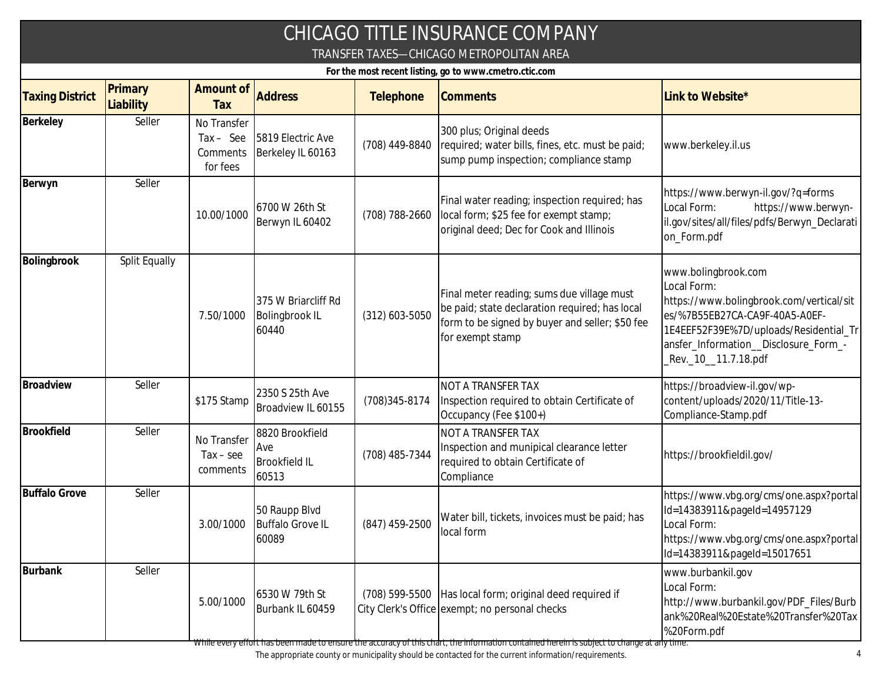# CHICAGO TITLE INSURANCE COMPANY

## TRANSFER TAXES—CHICAGO METROPOLITAN AREA

**For the most recent listing, go to www.cmetro.ctic.com**

| Taxing District | Primary Liability | Amount of Tax | Address | Telephone | Comments | Link to Website* |
|---|---|---|---|---|---|---|
| **Berkeley** | Seller | No Transfer Tax – See Comments for fees | 5819 Electric Ave Berkeley IL 60163 | (708) 449-8840 | 300 plus; Original deeds required; water bills, fines, etc. must be paid; sump pump inspection; compliance stamp | www.berkeley.il.us |
| **Berwyn** | Seller | 10.00/1000 | 6700 W 26th St Berwyn IL 60402 | (708) 788-2660 | Final water reading; inspection required; has local form; $25 fee for exempt stamp; original deed; Dec for Cook and Illinois | https://www.berwyn-il.gov/?q=forms Local Form: https://www.berwyn-il.gov/sites/all/files/pdfs/Berwyn_Declaration_Form.pdf |
| **Bolingbrook** | Split Equally | 7.50/1000 | 375 W Briarcliff Rd Bolingbrook IL 60440 | (312) 603-5050 | Final meter reading; sums due village must be paid; state declaration required; has local form to be signed by buyer and seller; $50 fee for exempt stamp | www.bolingbrook.com Local Form: https://www.bolingbrook.com/vertical/sites/%7B55EB27CA-CA9F-40A5-A0EF-1E4EEF52F39E%7D/uploads/Residential_Transfer_Information__Disclosure_Form_-_Rev._10__11.7.18.pdf |
| **Broadview** | Seller | $175 Stamp | 2350 S 25th Ave Broadview IL 60155 | (708)345-8174 | NOT A TRANSFER TAX Inspection required to obtain Certificate of Occupancy (Fee $100+) | https://broadview-il.gov/wp-content/uploads/2020/11/Title-13-Compliance-Stamp.pdf |
| **Brookfield** | Seller | No Transfer Tax – see comments | 8820 Brookfield Ave Brookfield IL 60513 | (708) 485-7344 | NOT A TRANSFER TAX Inspection and munipical clearance letter required to obtain Certificate of Compliance | https://brookfieldil.gov/ |
| **Buffalo Grove** | Seller | 3.00/1000 | 50 Raupp Blvd Buffalo Grove IL 60089 | (847) 459-2500 | Water bill, tickets, invoices must be paid; has local form | https://www.vbg.org/cms/one.aspx?portalId=14383911&pageId=14957129 Local Form: https://www.vbg.org/cms/one.aspx?portalId=14383911&pageId=15017651 |
| **Burbank** | Seller | 5.00/1000 | 6530 W 79th St Burbank IL 60459 | (708) 599-5500 City Clerk's Office | Has local form; original deed required if exempt; no personal checks | www.burbankil.gov Local Form: http://www.burbankil.gov/PDF_Files/Burbank%20Real%20Estate%20Transfer%20Tax%20Form.pdf |

While every effort has been made to ensure the accuracy of this chart, the information contained herein is subject to change at any time. The appropriate county or municipality should be contacted for the current information/requirements.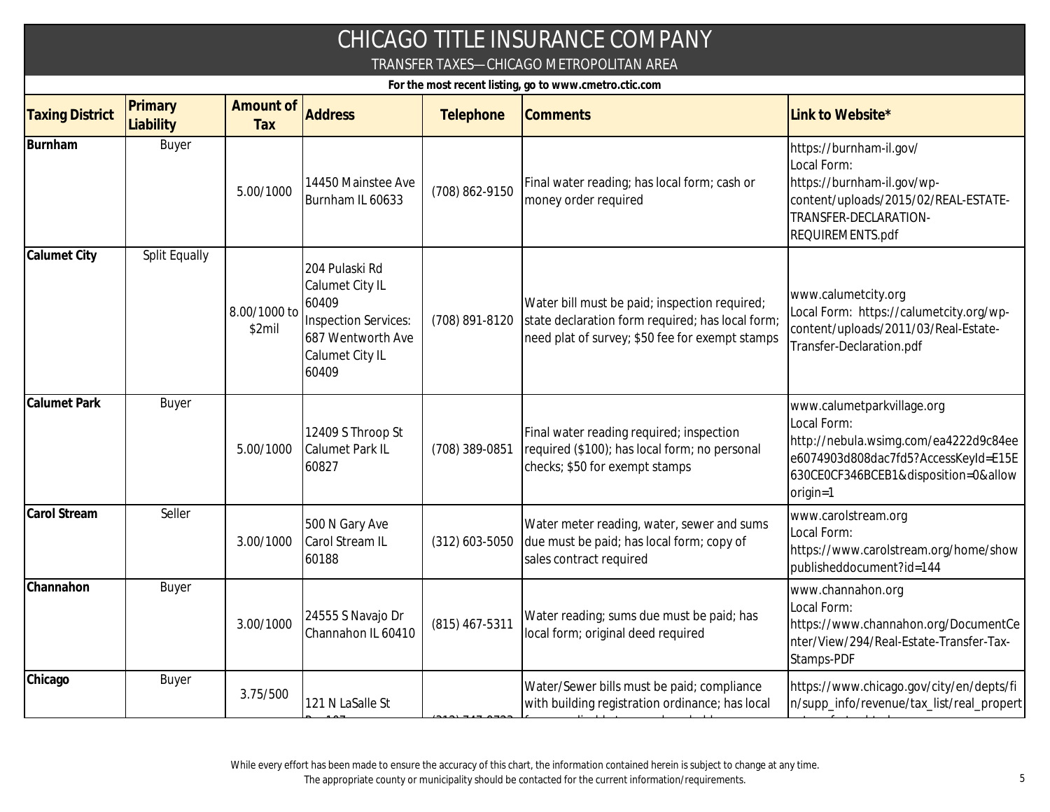# CHICAGO TITLE INSURANCE COMPANY

## TRANSFER TAXES—CHICAGO METROPOLITAN AREA

**For the most recent listing, go to www.cmetro.ctic.com**

| Taxing District | Primary Liability | Amount of Tax | Address | Telephone | Comments | Link to Website* |
|---|---|---|---|---|---|---|
| **Burnham** | Buyer | 5.00/1000 | 14450 Mainstee Ave Burnham IL 60633 | (708) 862-9150 | Final water reading; has local form; cash or money order required | https://burnham-il.gov/ Local Form: https://burnham-il.gov/wp-content/uploads/2015/02/REAL-ESTATE-TRANSFER-DECLARATION-REQUIREMENTS.pdf |
| **Calumet City** | Split Equally | 8.00/1000 to $2mil | 204 Pulaski Rd Calumet City IL 60409 Inspection Services: 687 Wentworth Ave Calumet City IL 60409 | (708) 891-8120 | Water bill must be paid; inspection required; state declaration form required; has local form; need plat of survey; $50 fee for exempt stamps | www.calumetcity.org Local Form: https://calumetcity.org/wp-content/uploads/2011/03/Real-Estate-Transfer-Declaration.pdf |
| **Calumet Park** | Buyer | 5.00/1000 | 12409 S Throop St Calumet Park IL 60827 | (708) 389-0851 | Final water reading required; inspection required ($100); has local form; no personal checks; $50 for exempt stamps | www.calumetparkvillage.org Local Form: http://nebula.wsimg.com/ea4222d9c84eee6074903d808dac7fd5?AccessKeyId=E15E630CE0CF346BCEB1&disposition=0&alloworigin=1 |
| **Carol Stream** | Seller | 3.00/1000 | 500 N Gary Ave Carol Stream IL 60188 | (312) 603-5050 | Water meter reading, water, sewer and sums due must be paid; has local form; copy of sales contract required | www.carolstream.org Local Form: https://www.carolstream.org/home/showpublisheddocument?id=144 |
| **Channahon** | Buyer | 3.00/1000 | 24555 S Navajo Dr Channahon IL 60410 | (815) 467-5311 | Water reading; sums due must be paid; has local form; original deed required | www.channahon.org Local Form: https://www.channahon.org/DocumentCenter/View/294/Real-Estate-Transfer-Tax-Stamps-PDF |
| **Chicago** | Buyer | 3.75/500 | 121 N LaSalle St | | Water/Sewer bills must be paid; compliance with building registration ordinance; has local | https://www.chicago.gov/city/en/depts/fin/supp_info/revenue/tax_list/real_propert |

While every effort has been made to ensure the accuracy of this chart, the information contained herein is subject to change at any time. The appropriate county or municipality should be contacted for the current information/requirements.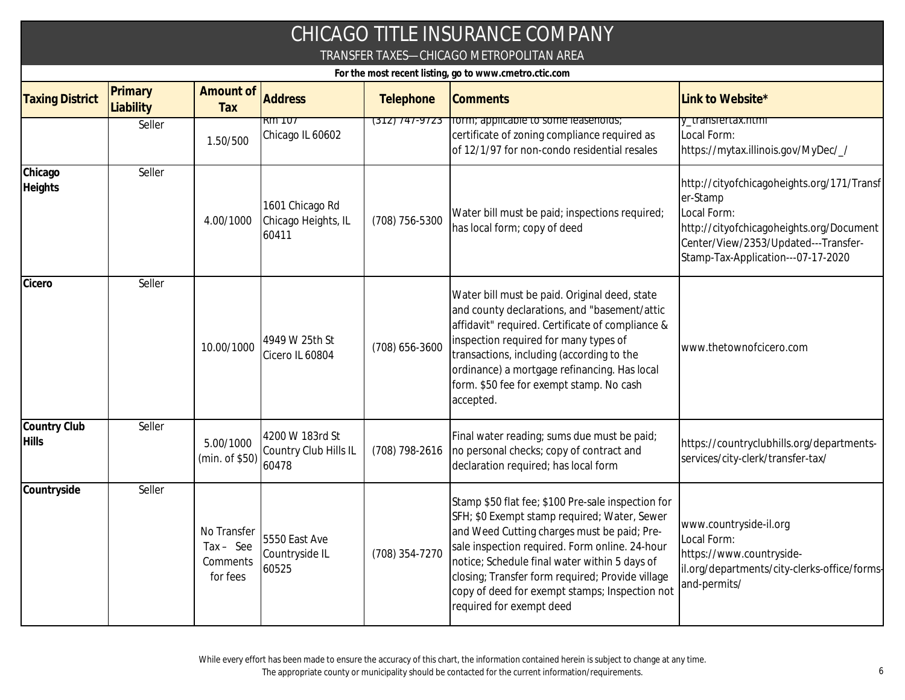# CHICAGO TITLE INSURANCE COMPANY

## TRANSFER TAXES—CHICAGO METROPOLITAN AREA

**For the most recent listing, go to www.cmetro.ctic.com**

| Taxing District | Primary Liability | Amount of Tax | Address | Telephone | Comments | Link to Website* |
|---|---|---|---|---|---|---|
| | Seller | 1.50/500 | Rm 107<br>Chicago IL 60602 | (312) 747-9723 | form; applicable to some leaseholds; certificate of zoning compliance required as of 12/1/97 for non-condo residential resales | y_transfertax.html<br>Local Form:<br>https://mytax.illinois.gov/MyDec/_/ |
| **Chicago Heights** | Seller | 4.00/1000 | 1601 Chicago Rd<br>Chicago Heights, IL 60411 | (708) 756-5300 | Water bill must be paid; inspections required; has local form; copy of deed | http://cityofchicagoheights.org/171/Transfer-Stamp<br>Local Form:<br>http://cityofchicagoheights.org/DocumentCenter/View/2353/Updated---Transfer-Stamp-Tax-Application---07-17-2020 |
| **Cicero** | Seller | 10.00/1000 | 4949 W 25th St<br>Cicero IL 60804 | (708) 656-3600 | Water bill must be paid. Original deed, state and county declarations, and "basement/attic affidavit" required. Certificate of compliance & inspection required for many types of transactions, including (according to the ordinance) a mortgage refinancing. Has local form. $50 fee for exempt stamp. No cash accepted. | www.thetownofcicero.com |
| **Country Club Hills** | Seller | 5.00/1000 (min. of $50) | 4200 W 183rd St<br>Country Club Hills IL 60478 | (708) 798-2616 | Final water reading; sums due must be paid; no personal checks; copy of contract and declaration required; has local form | https://countryclubhills.org/departments-services/city-clerk/transfer-tax/ |
| **Countryside** | Seller | No Transfer Tax – See Comments for fees | 5550 East Ave<br>Countryside IL 60525 | (708) 354-7270 | Stamp $50 flat fee; $100 Pre-sale inspection for SFH; $0 Exempt stamp required; Water, Sewer and Weed Cutting charges must be paid; Pre-sale inspection required. Form online. 24-hour notice; Schedule final water within 5 days of closing; Transfer form required; Provide village copy of deed for exempt stamps; Inspection not required for exempt deed | www.countryside-il.org<br>Local Form:<br>https://www.countryside-il.org/departments/city-clerks-office/forms-and-permits/ |

While every effort has been made to ensure the accuracy of this chart, the information contained herein is subject to change at any time. The appropriate county or municipality should be contacted for the current information/requirements.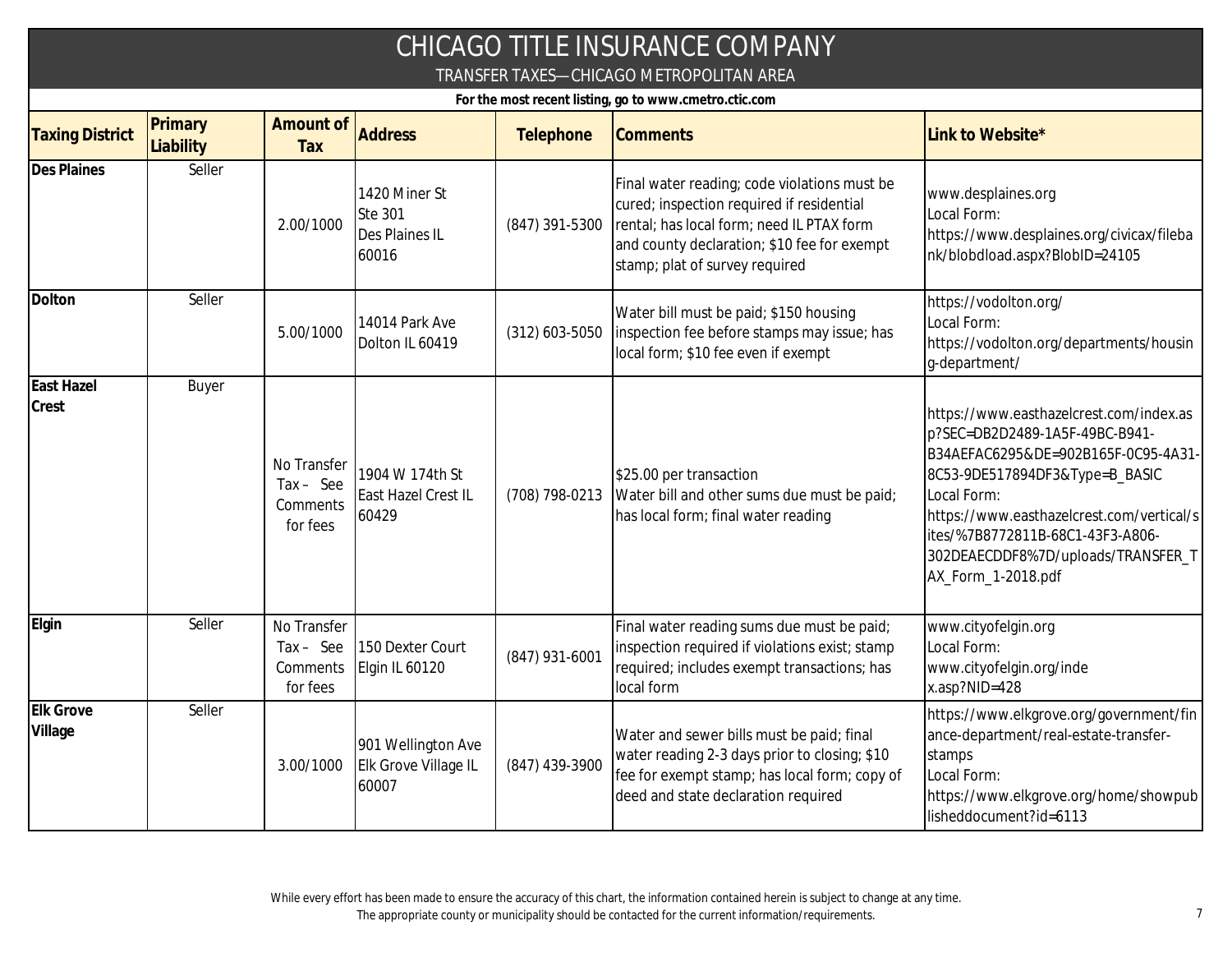# CHICAGO TITLE INSURANCE COMPANY

TRANSFER TAXES—CHICAGO METROPOLITAN AREA

**For the most recent listing, go to www.cmetro.ctic.com**

| Taxing District | Primary Liability | Amount of Tax | Address | Telephone | Comments | Link to Website* |
|---|---|---|---|---|---|---|
| **Des Plaines** | Seller | 2.00/1000 | 1420 Miner St Ste 301 Des Plaines IL 60016 | (847) 391-5300 | Final water reading; code violations must be cured; inspection required if residential rental; has local form; need IL PTAX form and county declaration; $10 fee for exempt stamp; plat of survey required | www.desplaines.org Local Form: https://www.desplaines.org/civicax/filebank/blobdload.aspx?BlobID=24105 |
| **Dolton** | Seller | 5.00/1000 | 14014 Park Ave Dolton IL 60419 | (312) 603-5050 | Water bill must be paid; $150 housing inspection fee before stamps may issue; has local form; $10 fee even if exempt | https://vodolton.org/ Local Form: https://vodolton.org/departments/housing-department/ |
| **East Hazel Crest** | Buyer | No Transfer Tax – See Comments for fees | 1904 W 174th St East Hazel Crest IL 60429 | (708) 798-0213 | $25.00 per transaction Water bill and other sums due must be paid; has local form; final water reading | https://www.easthazelcrest.com/index.asp?SEC=DB2D2489-1A5F-49BC-B941-B34AEFAC6295&DE=902B165F-0C95-4A31-8C53-9DE517894DF3&Type=B_BASIC Local Form: https://www.easthazelcrest.com/vertical/sites/%7B8772811B-68C1-43F3-A806-302DEAECDDF8%7D/uploads/TRANSFER_TAX_Form_1-2018.pdf |
| **Elgin** | Seller | No Transfer Tax – See Comments for fees | 150 Dexter Court Elgin IL 60120 | (847) 931-6001 | Final water reading sums due must be paid; inspection required if violations exist; stamp required; includes exempt transactions; has local form | www.cityofelgin.org Local Form: www.cityofelgin.org/index.asp?NID=428 |
| **Elk Grove Village** | Seller | 3.00/1000 | 901 Wellington Ave Elk Grove Village IL 60007 | (847) 439-3900 | Water and sewer bills must be paid; final water reading 2-3 days prior to closing; $10 fee for exempt stamp; has local form; copy of deed and state declaration required | https://www.elkgrove.org/government/finance-department/real-estate-transfer-stamps Local Form: https://www.elkgrove.org/home/showpublisheddocument?id=6113 |

While every effort has been made to ensure the accuracy of this chart, the information contained herein is subject to change at any time.
The appropriate county or municipality should be contacted for the current information/requirements.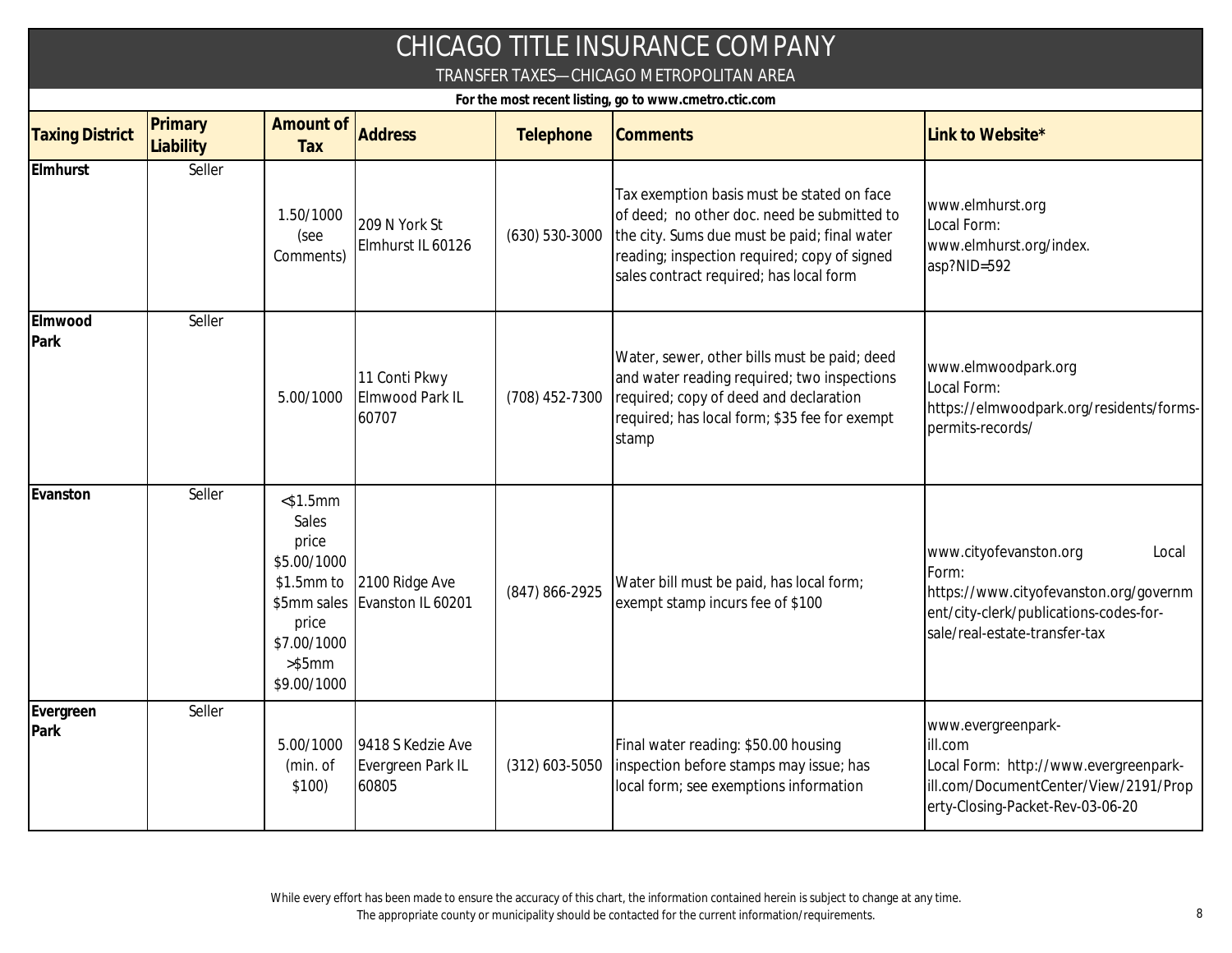# CHICAGO TITLE INSURANCE COMPANY

## TRANSFER TAXES—CHICAGO METROPOLITAN AREA

**For the most recent listing, go to www.cmetro.ctic.com**

| Taxing District | Primary Liability | Amount of Tax | Address | Telephone | Comments | Link to Website* |
|---|---|---|---|---|---|---|
| **Elmhurst** | Seller | 1.50/1000 (see Comments) | 209 N York St Elmhurst IL 60126 | (630) 530-3000 | Tax exemption basis must be stated on face of deed; no other doc. need be submitted to the city. Sums due must be paid; final water reading; inspection required; copy of signed sales contract required; has local form | www.elmhurst.org Local Form: www.elmhurst.org/index.asp?NID=592 |
| **Elmwood Park** | Seller | 5.00/1000 | 11 Conti Pkwy Elmwood Park IL 60707 | (708) 452-7300 | Water, sewer, other bills must be paid; deed and water reading required; two inspections required; copy of deed and declaration required; has local form; $35 fee for exempt stamp | www.elmwoodpark.org Local Form: https://elmwoodpark.org/residents/forms-permits-records/ |
| **Evanston** | Seller | <$1.5mm Sales price $5.00/1000 $1.5mm to $5mm sales price $7.00/1000 >$5mm $9.00/1000 | 2100 Ridge Ave Evanston IL 60201 | (847) 866-2925 | Water bill must be paid, has local form; exempt stamp incurs fee of $100 | www.cityofevanston.org Local Form: https://www.cityofevanston.org/government/city-clerk/publications-codes-for-sale/real-estate-transfer-tax |
| **Evergreen Park** | Seller | 5.00/1000 (min. of $100) | 9418 S Kedzie Ave Evergreen Park IL 60805 | (312) 603-5050 | Final water reading: $50.00 housing inspection before stamps may issue; has local form; see exemptions information | www.evergreenpark-ill.com Local Form: http://www.evergreenpark-ill.com/DocumentCenter/View/2191/Property-Closing-Packet-Rev-03-06-20 |

While every effort has been made to ensure the accuracy of this chart, the information contained herein is subject to change at any time. The appropriate county or municipality should be contacted for the current information/requirements.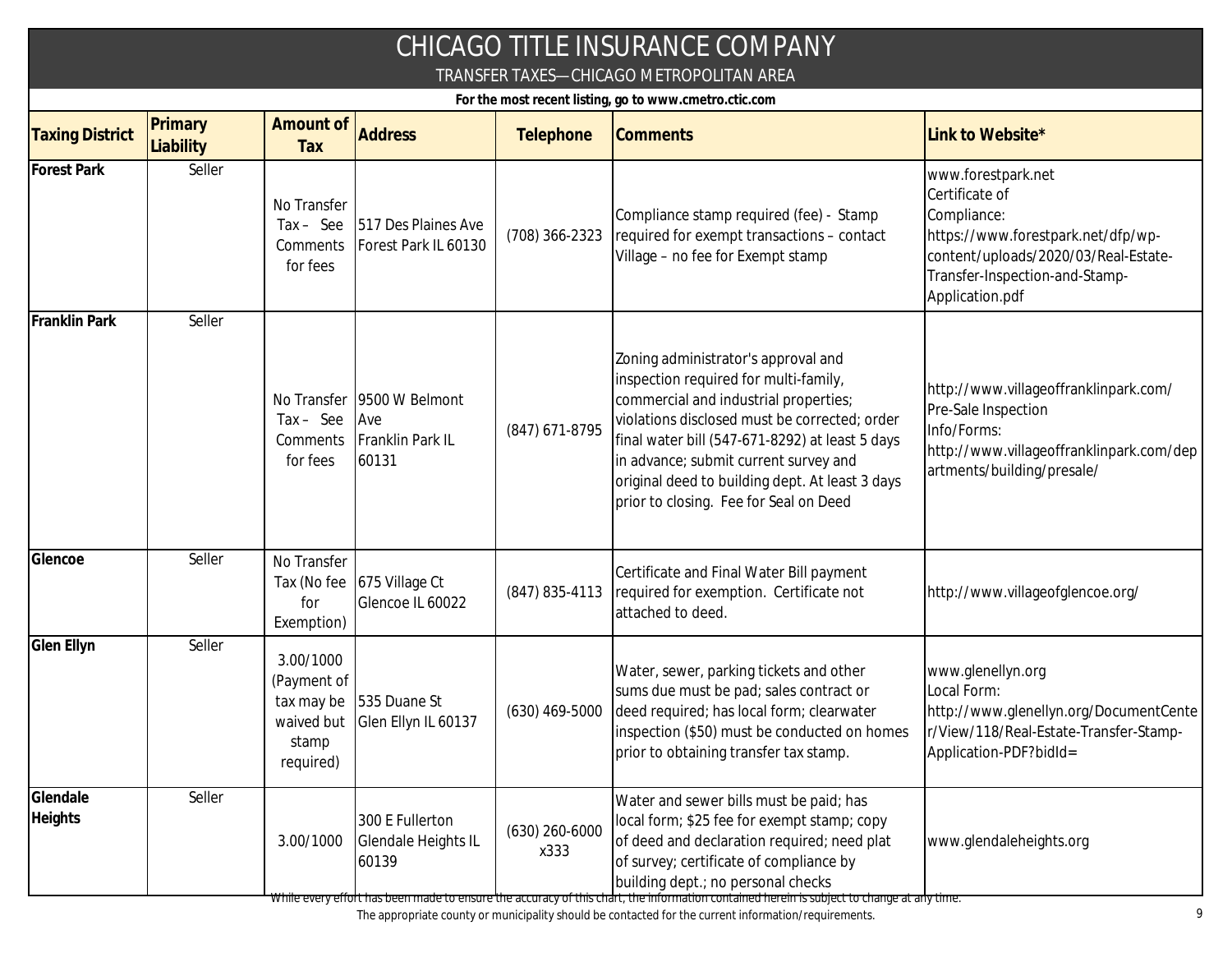# CHICAGO TITLE INSURANCE COMPANY

## TRANSFER TAXES—CHICAGO METROPOLITAN AREA

**For the most recent listing, go to www.cmetro.ctic.com**

| Taxing District | Primary Liability | Amount of Tax | Address | Telephone | Comments | Link to Website* |
|---|---|---|---|---|---|---|
| **Forest Park** | Seller | No Transfer Tax – See Comments for fees | 517 Des Plaines Ave Forest Park IL 60130 | (708) 366-2323 | Compliance stamp required (fee) - Stamp required for exempt transactions – contact Village – no fee for Exempt stamp | www.forestpark.net Certificate of Compliance: https://www.forestpark.net/dfp/wp-content/uploads/2020/03/Real-Estate-Transfer-Inspection-and-Stamp-Application.pdf |
| **Franklin Park** | Seller | No Transfer Tax – See Comments for fees | 9500 W Belmont Ave Franklin Park IL 60131 | (847) 671-8795 | Zoning administrator's approval and inspection required for multi-family, commercial and industrial properties; violations disclosed must be corrected; order final water bill (547-671-8292) at least 5 days in advance; submit current survey and original deed to building dept. At least 3 days prior to closing. Fee for Seal on Deed | http://www.villageoffranklinpark.com/ Pre-Sale Inspection Info/Forms: http://www.villageoffranklinpark.com/departments/building/presale/ |
| **Glencoe** | Seller | No Transfer Tax (No fee for Exemption) | 675 Village Ct Glencoe IL 60022 | (847) 835-4113 | Certificate and Final Water Bill payment required for exemption. Certificate not attached to deed. | http://www.villageofglencoe.org/ |
| **Glen Ellyn** | Seller | 3.00/1000 (Payment of tax may be waived but stamp required) | 535 Duane St Glen Ellyn IL 60137 | (630) 469-5000 | Water, sewer, parking tickets and other sums due must be pad; sales contract or deed required; has local form; clearwater inspection ($50) must be conducted on homes prior to obtaining transfer tax stamp. | www.glenellyn.org Local Form: http://www.glenellyn.org/DocumentCenter/View/118/Real-Estate-Transfer-Stamp-Application-PDF?bidId= |
| **Glendale Heights** | Seller | 3.00/1000 | 300 E Fullerton Glendale Heights IL 60139 | (630) 260-6000 x333 | Water and sewer bills must be paid; has local form; $25 fee for exempt stamp; copy of deed and declaration required; need plat of survey; certificate of compliance by building dept.; no personal checks | www.glendaleheights.org |

While every effort has been made to ensure the accuracy of this chart, the information contained herein is subject to change at any time. The appropriate county or municipality should be contacted for the current information/requirements.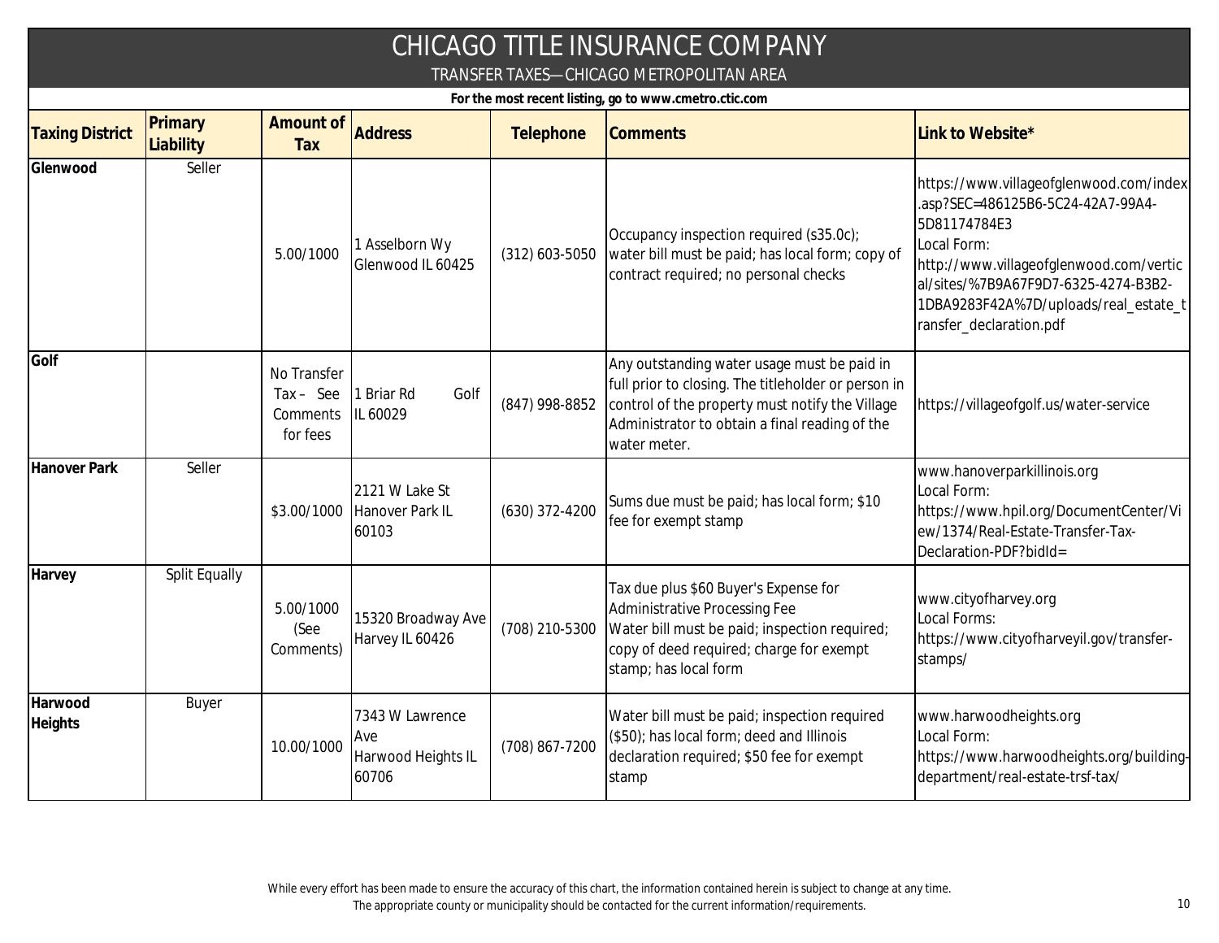# CHICAGO TITLE INSURANCE COMPANY

## TRANSFER TAXES—CHICAGO METROPOLITAN AREA

**For the most recent listing, go to www.cmetro.ctic.com**

| Taxing District | Primary Liability | Amount of Tax | Address | Telephone | Comments | Link to Website* |
|---|---|---|---|---|---|---|
| **Glenwood** | Seller | 5.00/1000 | 1 Asselborn Wy Glenwood IL 60425 | (312) 603-5050 | Occupancy inspection required (s35.0c); water bill must be paid; has local form; copy of contract required; no personal checks | https://www.villageofglenwood.com/index.asp?SEC=486125B6-5C24-42A7-99A4-5D81174784E3 Local Form: http://www.villageofglenwood.com/vertical/sites/%7B9A67F9D7-6325-4274-B3B2-1DBA9283F42A%7D/uploads/real_estate_transfer_declaration.pdf |
| **Golf** | | No Transfer Tax – See Comments for fees | 1 Briar Rd Golf IL 60029 | (847) 998-8852 | Any outstanding water usage must be paid in full prior to closing. The titleholder or person in control of the property must notify the Village Administrator to obtain a final reading of the water meter. | https://villageofgolf.us/water-service |
| **Hanover Park** | Seller | $3.00/1000 | 2121 W Lake St Hanover Park IL 60103 | (630) 372-4200 | Sums due must be paid; has local form; $10 fee for exempt stamp | www.hanoverparkillinois.org Local Form: https://www.hpil.org/DocumentCenter/View/1374/Real-Estate-Transfer-Tax-Declaration-PDF?bidId= |
| **Harvey** | Split Equally | 5.00/1000 (See Comments) | 15320 Broadway Ave Harvey IL 60426 | (708) 210-5300 | Tax due plus $60 Buyer's Expense for Administrative Processing Fee Water bill must be paid; inspection required; copy of deed required; charge for exempt stamp; has local form | www.cityofharvey.org Local Forms: https://www.cityofharveyil.gov/transfer-stamps/ |
| **Harwood Heights** | Buyer | 10.00/1000 | 7343 W Lawrence Ave Harwood Heights IL 60706 | (708) 867-7200 | Water bill must be paid; inspection required ($50); has local form; deed and Illinois declaration required; $50 fee for exempt stamp | www.harwoodheights.org Local Form: https://www.harwoodheights.org/building-department/real-estate-trsf-tax/ |

While every effort has been made to ensure the accuracy of this chart, the information contained herein is subject to change at any time.
The appropriate county or municipality should be contacted for the current information/requirements.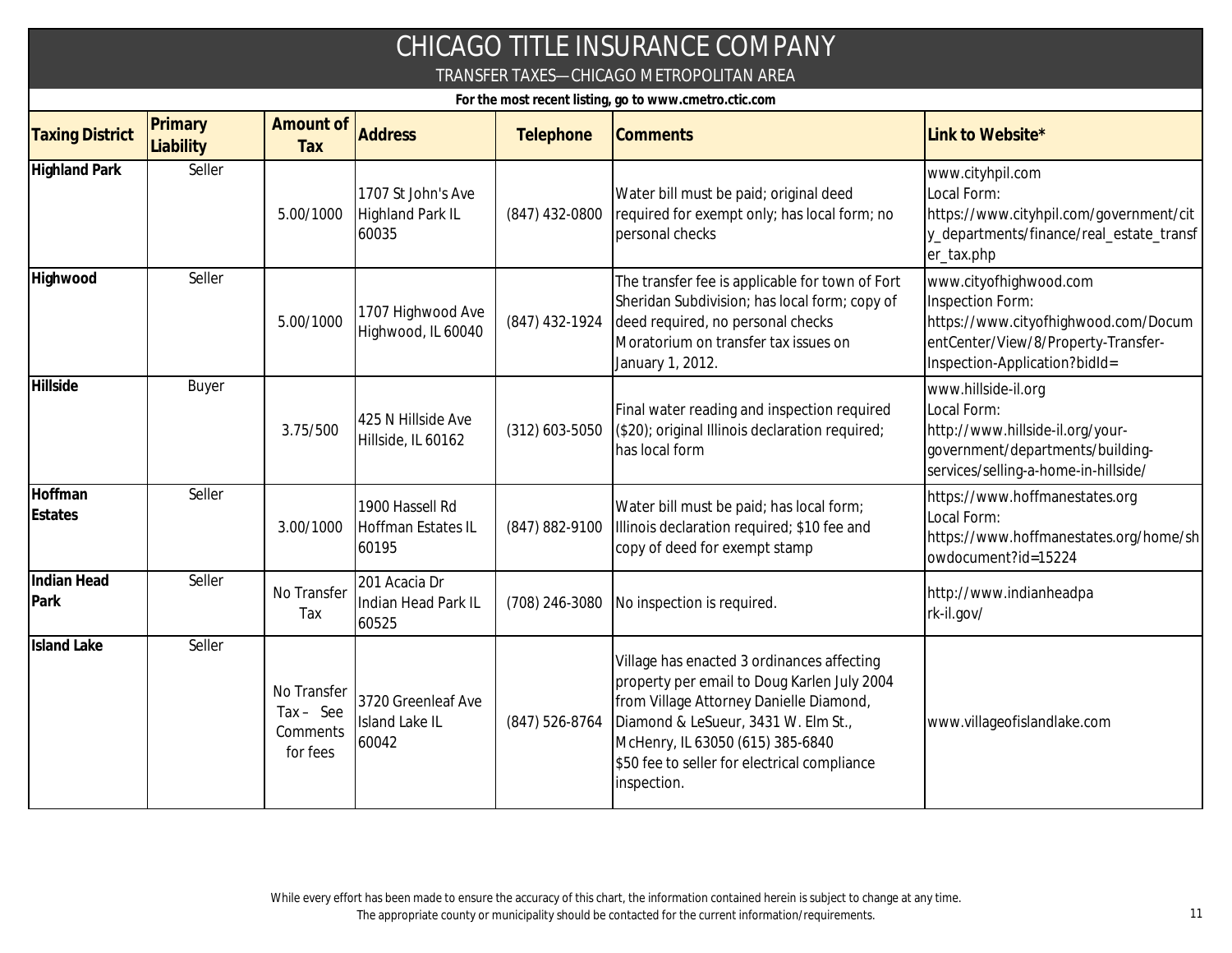# CHICAGO TITLE INSURANCE COMPANY

## TRANSFER TAXES—CHICAGO METROPOLITAN AREA

**For the most recent listing, go to www.cmetro.ctic.com**

| Taxing District | Primary Liability | Amount of Tax | Address | Telephone | Comments | Link to Website* |
|---|---|---|---|---|---|---|
| **Highland Park** | Seller | 5.00/1000 | 1707 St John's Ave Highland Park IL 60035 | (847) 432-0800 | Water bill must be paid; original deed required for exempt only; has local form; no personal checks | www.cityhpil.com Local Form: https://www.cityhpil.com/government/city_departments/finance/real_estate_transfer_tax.php |
| **Highwood** | Seller | 5.00/1000 | 1707 Highwood Ave Highwood, IL 60040 | (847) 432-1924 | The transfer fee is applicable for town of Fort Sheridan Subdivision; has local form; copy of deed required, no personal checks Moratorium on transfer tax issues on January 1, 2012. | www.cityofhighwood.com Inspection Form: https://www.cityofhighwood.com/DocumentCenter/View/8/Property-Transfer-Inspection-Application?bidId= |
| **Hillside** | Buyer | 3.75/500 | 425 N Hillside Ave Hillside, IL 60162 | (312) 603-5050 | Final water reading and inspection required ($20); original Illinois declaration required; has local form | www.hillside-il.org Local Form: http://www.hillside-il.org/your-government/departments/building-services/selling-a-home-in-hillside/ |
| **Hoffman Estates** | Seller | 3.00/1000 | 1900 Hassell Rd Hoffman Estates IL 60195 | (847) 882-9100 | Water bill must be paid; has local form; Illinois declaration required; $10 fee and copy of deed for exempt stamp | https://www.hoffmanestates.org Local Form: https://www.hoffmanestates.org/home/showdocument?id=15224 |
| **Indian Head Park** | Seller | No Transfer Tax | 201 Acacia Dr Indian Head Park IL 60525 | (708) 246-3080 | No inspection is required. | http://www.indianheadpark-il.gov/ |
| **Island Lake** | Seller | No Transfer Tax – See Comments for fees | 3720 Greenleaf Ave Island Lake IL 60042 | (847) 526-8764 | Village has enacted 3 ordinances affecting property per email to Doug Karlen July 2004 from Village Attorney Danielle Diamond, Diamond & LeSueur, 3431 W. Elm St., McHenry, IL 63050 (615) 385-6840 $50 fee to seller for electrical compliance inspection. | www.villageofislandlake.com |

While every effort has been made to ensure the accuracy of this chart, the information contained herein is subject to change at any time. The appropriate county or municipality should be contacted for the current information/requirements.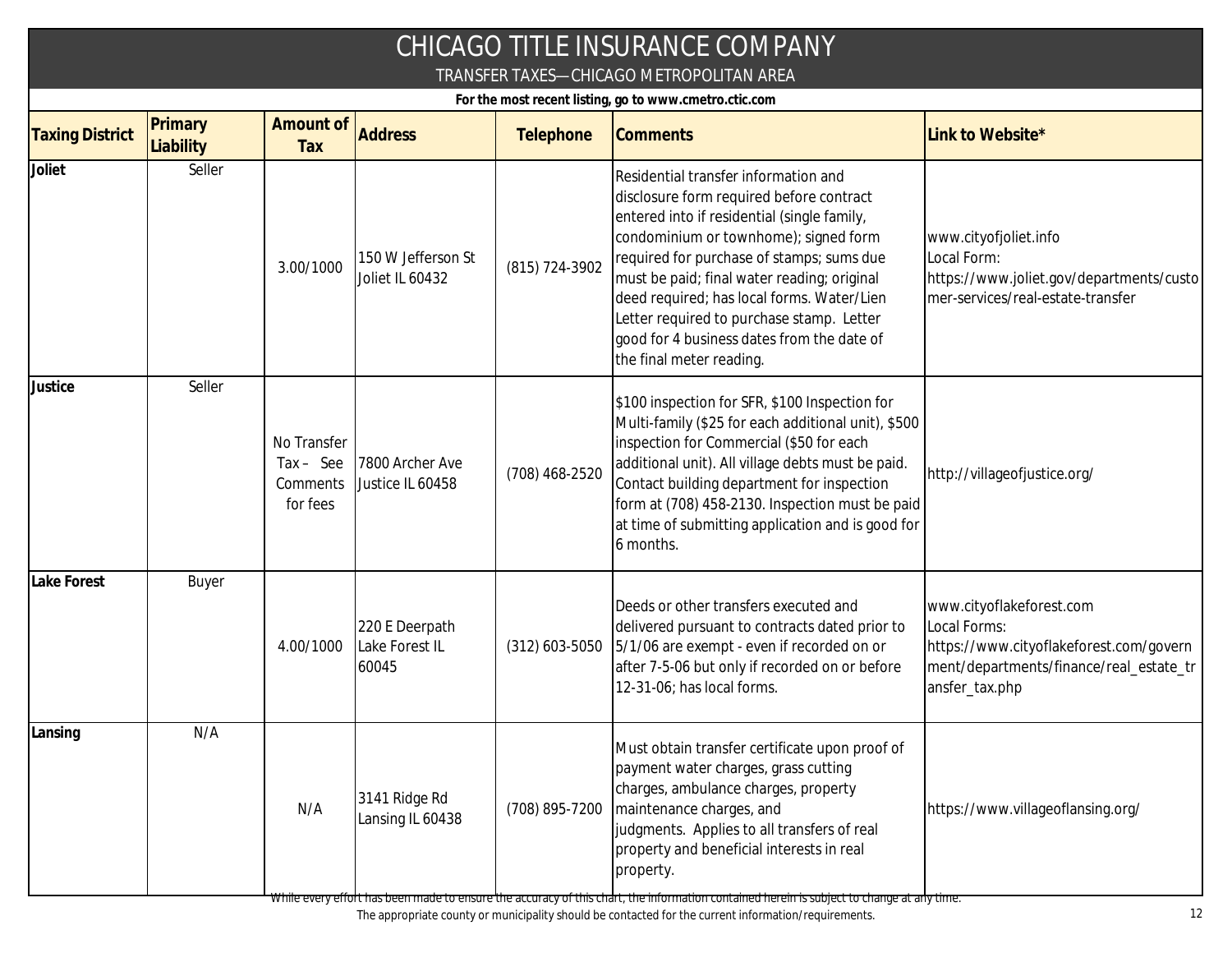# CHICAGO TITLE INSURANCE COMPANY

TRANSFER TAXES—CHICAGO METROPOLITAN AREA

**For the most recent listing, go to www.cmetro.ctic.com**

| Taxing District | Primary Liability | Amount of Tax | Address | Telephone | Comments | Link to Website* |
|---|---|---|---|---|---|---|
| **Joliet** | Seller | 3.00/1000 | 150 W Jefferson St Joliet IL 60432 | (815) 724-3902 | Residential transfer information and disclosure form required before contract entered into if residential (single family, condominium or townhome); signed form required for purchase of stamps; sums due must be paid; final water reading; original deed required; has local forms. Water/Lien Letter required to purchase stamp. Letter good for 4 business dates from the date of the final meter reading. | www.cityofjoliet.info Local Form: https://www.joliet.gov/departments/customer-services/real-estate-transfer |
| **Justice** | Seller | No Transfer Tax – See Comments for fees | 7800 Archer Ave Justice IL 60458 | (708) 468-2520 | $100 inspection for SFR, $100 Inspection for Multi-family ($25 for each additional unit), $500 inspection for Commercial ($50 for each additional unit). All village debts must be paid. Contact building department for inspection form at (708) 458-2130. Inspection must be paid at time of submitting application and is good for 6 months. | http://villageofjustice.org/ |
| **Lake Forest** | Buyer | 4.00/1000 | 220 E Deerpath Lake Forest IL 60045 | (312) 603-5050 | Deeds or other transfers executed and delivered pursuant to contracts dated prior to 5/1/06 are exempt - even if recorded on or after 7-5-06 but only if recorded on or before 12-31-06; has local forms. | www.cityoflakeforest.com Local Forms: https://www.cityoflakeforest.com/government/departments/finance/real_estate_transfer_tax.php |
| **Lansing** | N/A | N/A | 3141 Ridge Rd Lansing IL 60438 | (708) 895-7200 | Must obtain transfer certificate upon proof of payment water charges, grass cutting charges, ambulance charges, property maintenance charges, and judgments. Applies to all transfers of real property and beneficial interests in real property. | https://www.villageoflansing.org/ |

While every effort has been made to ensure the accuracy of this chart, the information contained herein is subject to change at any time. The appropriate county or municipality should be contacted for the current information/requirements.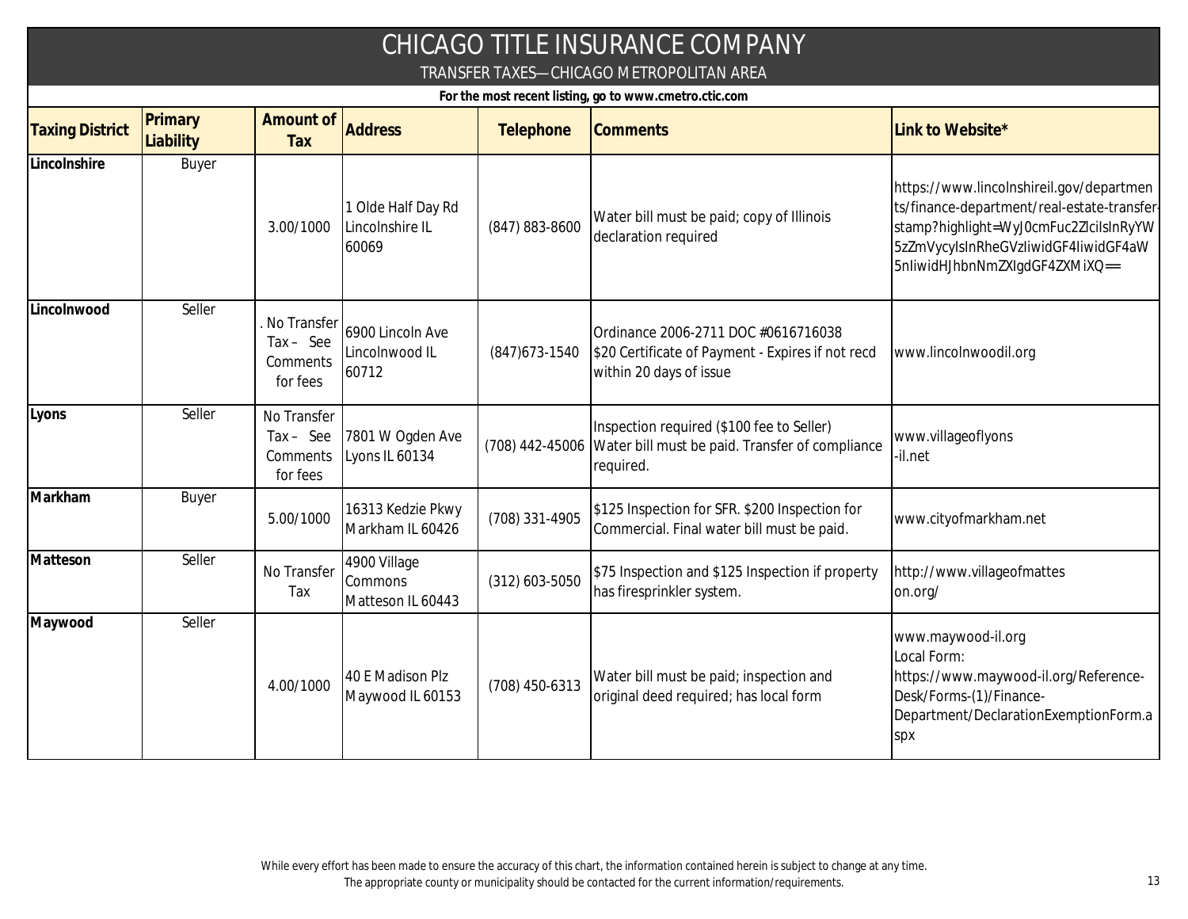# CHICAGO TITLE INSURANCE COMPANY

## TRANSFER TAXES—CHICAGO METROPOLITAN AREA

**For the most recent listing, go to www.cmetro.ctic.com**

| Taxing District | Primary Liability | Amount of Tax | Address | Telephone | Comments | Link to Website* |
|---|---|---|---|---|---|---|
| **Lincolnshire** | Buyer | 3.00/1000 | 1 Olde Half Day Rd Lincolnshire IL 60069 | (847) 883-8600 | Water bill must be paid; copy of Illinois declaration required | https://www.lincolnshireil.gov/departments/finance-department/real-estate-transfer-stamp?highlight=WyJ0cmFuc2ZlciIsInRyYW5zZmVycyIsInRheGVzIiwidGF4IiwidGF4aW5nIiwidHJhbnNmZXIgdGF4ZXMiXQ== |
| **Lincolnwood** | Seller | . No Transfer Tax – See Comments for fees | 6900 Lincoln Ave Lincolnwood IL 60712 | (847)673-1540 | Ordinance 2006-2711 DOC #0616716038 $20 Certificate of Payment - Expires if not recd within 20 days of issue | www.lincolnwoodil.org |
| **Lyons** | Seller | No Transfer Tax – See Comments for fees | 7801 W Ogden Ave Lyons IL 60134 | (708) 442-45006 | Inspection required ($100 fee to Seller) Water bill must be paid. Transfer of compliance required. | www.villageoflyons-il.net |
| **Markham** | Buyer | 5.00/1000 | 16313 Kedzie Pkwy Markham IL 60426 | (708) 331-4905 | $125 Inspection for SFR. $200 Inspection for Commercial. Final water bill must be paid. | www.cityofmarkham.net |
| **Matteson** | Seller | No Transfer Tax | 4900 Village Commons Matteson IL 60443 | (312) 603-5050 | $75 Inspection and $125 Inspection if property has firesprinkler system. | http://www.villageofmatteson.org/ |
| **Maywood** | Seller | 4.00/1000 | 40 E Madison Plz Maywood IL 60153 | (708) 450-6313 | Water bill must be paid; inspection and original deed required; has local form | www.maywood-il.org Local Form: https://www.maywood-il.org/Reference-Desk/Forms-(1)/Finance-Department/DeclarationExemptionForm.aspx |

While every effort has been made to ensure the accuracy of this chart, the information contained herein is subject to change at any time. The appropriate county or municipality should be contacted for the current information/requirements.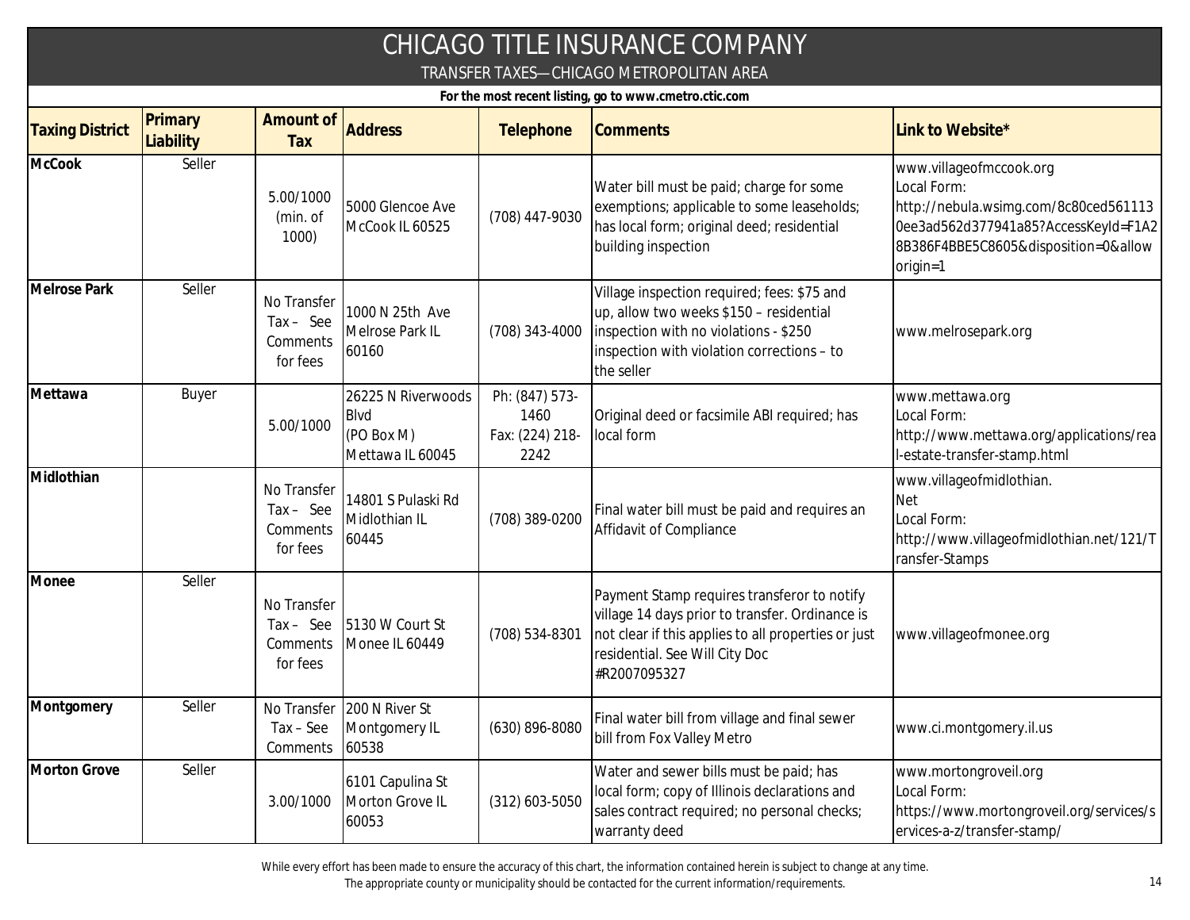# CHICAGO TITLE INSURANCE COMPANY

## TRANSFER TAXES—CHICAGO METROPOLITAN AREA

**For the most recent listing, go to www.cmetro.ctic.com**

| Taxing District | Primary Liability | Amount of Tax | Address | Telephone | Comments | Link to Website* |
|---|---|---|---|---|---|---|
| **McCook** | Seller | 5.00/1000 (min. of 1000) | 5000 Glencoe Ave McCook IL 60525 | (708) 447-9030 | Water bill must be paid; charge for some exemptions; applicable to some leaseholds; has local form; original deed; residential building inspection | www.villageofmccook.org Local Form: http://nebula.wsimg.com/8c80ced5611130ee3ad562d377941a85?AccessKeyId=F1A28B386F4BBE5C8605&disposition=0&alloworigin=1 |
| **Melrose Park** | Seller | No Transfer Tax – See Comments for fees | 1000 N 25th Ave Melrose Park IL 60160 | (708) 343-4000 | Village inspection required; fees: $75 and up, allow two weeks $150 – residential inspection with no violations - $250 inspection with violation corrections – to the seller | www.melrosepark.org |
| **Mettawa** | Buyer | 5.00/1000 | 26225 N Riverwoods Blvd (PO Box M) Mettawa IL 60045 | Ph: (847) 573-1460 Fax: (224) 218-2242 | Original deed or facsimile ABI required; has local form | www.mettawa.org Local Form: http://www.mettawa.org/applications/real-estate-transfer-stamp.html |
| **Midlothian** | | No Transfer Tax – See Comments for fees | 14801 S Pulaski Rd Midlothian IL 60445 | (708) 389-0200 | Final water bill must be paid and requires an Affidavit of Compliance | www.villageofmidlothian.Net Local Form: http://www.villageofmidlothian.net/121/Transfer-Stamps |
| **Monee** | Seller | No Transfer Tax – See Comments for fees | 5130 W Court St Monee IL 60449 | (708) 534-8301 | Payment Stamp requires transferor to notify village 14 days prior to transfer. Ordinance is not clear if this applies to all properties or just residential. See Will City Doc #R2007095327 | www.villageofmonee.org |
| **Montgomery** | Seller | No Transfer Tax – See Comments | 200 N River St Montgomery IL 60538 | (630) 896-8080 | Final water bill from village and final sewer bill from Fox Valley Metro | www.ci.montgomery.il.us |
| **Morton Grove** | Seller | 3.00/1000 | 6101 Capulina St Morton Grove IL 60053 | (312) 603-5050 | Water and sewer bills must be paid; has local form; copy of Illinois declarations and sales contract required; no personal checks; warranty deed | www.mortongroveil.org Local Form: https://www.mortongroveil.org/services/services-a-z/transfer-stamp/ |

While every effort has been made to ensure the accuracy of this chart, the information contained herein is subject to change at any time.
The appropriate county or municipality should be contacted for the current information/requirements.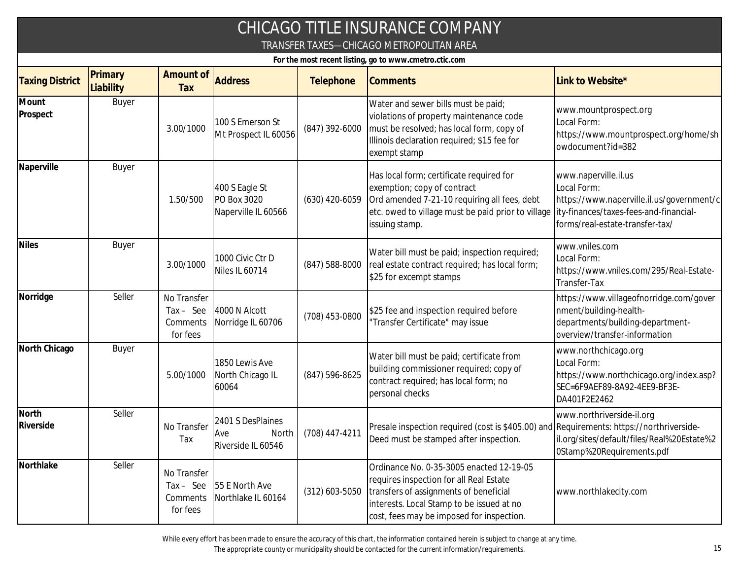# CHICAGO TITLE INSURANCE COMPANY

## TRANSFER TAXES—CHICAGO METROPOLITAN AREA

**For the most recent listing, go to www.cmetro.ctic.com**

| Taxing District | Primary Liability | Amount of Tax | Address | Telephone | Comments | Link to Website* |
|---|---|---|---|---|---|---|
| **Mount Prospect** | Buyer | 3.00/1000 | 100 S Emerson St Mt Prospect IL 60056 | (847) 392-6000 | Water and sewer bills must be paid; violations of property maintenance code must be resolved; has local form, copy of Illinois declaration required; $15 fee for exempt stamp | www.mountprospect.org Local Form: https://www.mountprospect.org/home/showdocument?id=382 |
| **Naperville** | Buyer | 1.50/500 | 400 S Eagle St PO Box 3020 Naperville IL 60566 | (630) 420-6059 | Has local form; certificate required for exemption; copy of contract Ord amended 7-21-10 requiring all fees, debt etc. owed to village must be paid prior to village issuing stamp. | www.naperville.il.us Local Form: https://www.naperville.il.us/government/city-finances/taxes-fees-and-financial-forms/real-estate-transfer-tax/ |
| **Niles** | Buyer | 3.00/1000 | 1000 Civic Ctr D Niles IL 60714 | (847) 588-8000 | Water bill must be paid; inspection required; real estate contract required; has local form; $25 for excempt stamps | www.vniles.com Local Form: https://www.vniles.com/295/Real-Estate-Transfer-Tax |
| **Norridge** | Seller | No Transfer Tax – See Comments for fees | 4000 N Alcott Norridge IL 60706 | (708) 453-0800 | $25 fee and inspection required before "Transfer Certificate" may issue | https://www.villageofnorridge.com/government/building-health-departments/building-department-overview/transfer-information |
| **North Chicago** | Buyer | 5.00/1000 | 1850 Lewis Ave North Chicago IL 60064 | (847) 596-8625 | Water bill must be paid; certificate from building commissioner required; copy of contract required; has local form; no personal checks | www.northchicago.org Local Form: https://www.northchicago.org/index.asp?SEC=6F9AEF89-8A92-4EE9-BF3E-DA401F2E2462 |
| **North Riverside** | Seller | No Transfer Tax | 2401 S DesPlaines Ave North Riverside IL 60546 | (708) 447-4211 | Presale inspection required (cost is $405.00) and Deed must be stamped after inspection. | www.northriverside-il.org Requirements: https://northriverside-il.org/sites/default/files/Real%20Estate%20Stamp%20Requirements.pdf |
| **Northlake** | Seller | No Transfer Tax – See Comments for fees | 55 E North Ave Northlake IL 60164 | (312) 603-5050 | Ordinance No. 0-35-3005 enacted 12-19-05 requires inspection for all Real Estate transfers of assignments of beneficial interests. Local Stamp to be issued at no cost, fees may be imposed for inspection. | www.northlakecity.com |

While every effort has been made to ensure the accuracy of this chart, the information contained herein is subject to change at any time. The appropriate county or municipality should be contacted for the current information/requirements.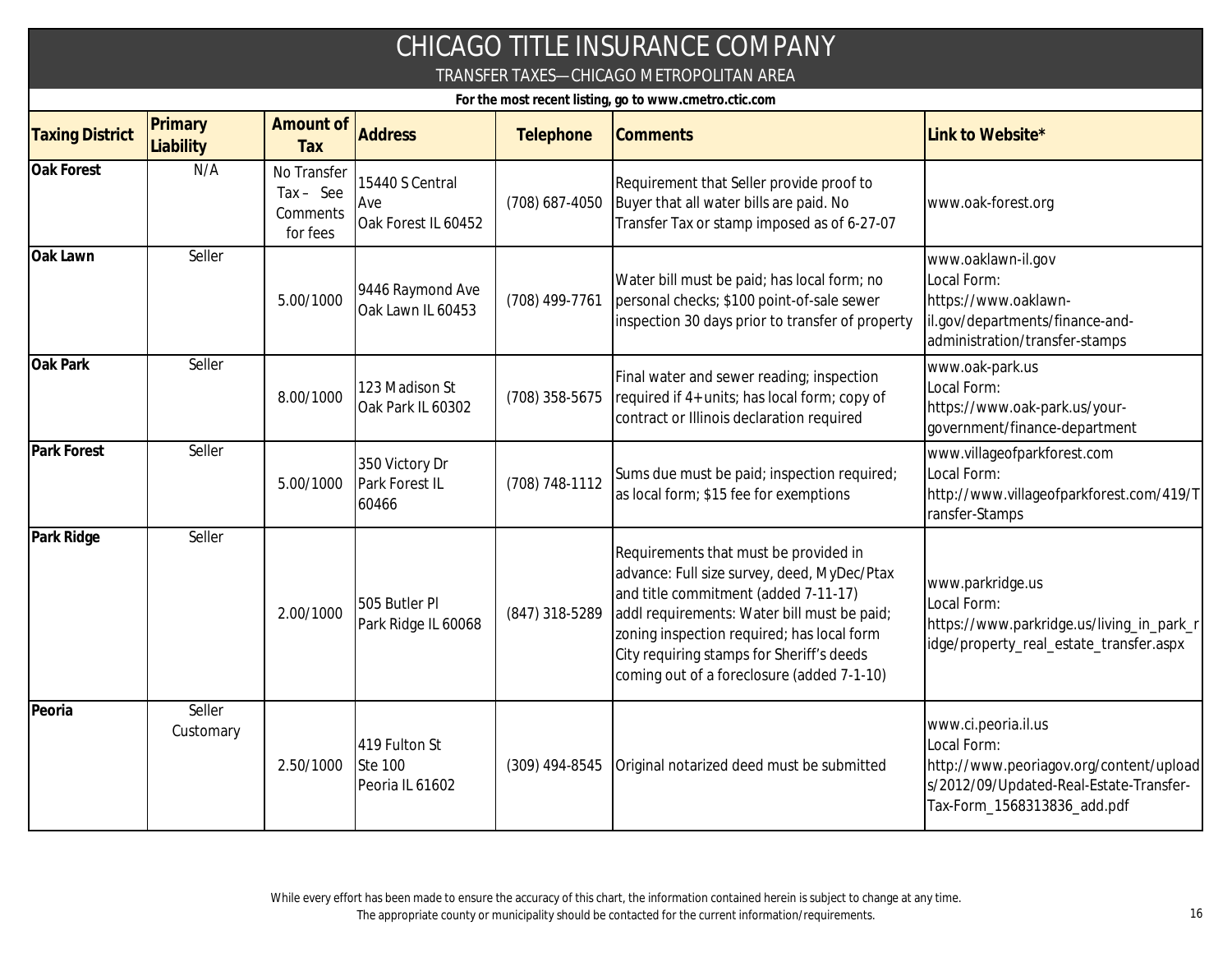# CHICAGO TITLE INSURANCE COMPANY

TRANSFER TAXES—CHICAGO METROPOLITAN AREA

**For the most recent listing, go to www.cmetro.ctic.com**

| Taxing District | Primary Liability | Amount of Tax | Address | Telephone | Comments | Link to Website* |
|---|---|---|---|---|---|---|
| **Oak Forest** | N/A | No Transfer Tax – See Comments for fees | 15440 S Central Ave Oak Forest IL 60452 | (708) 687-4050 | Requirement that Seller provide proof to Buyer that all water bills are paid. No Transfer Tax or stamp imposed as of 6-27-07 | www.oak-forest.org |
| **Oak Lawn** | Seller | 5.00/1000 | 9446 Raymond Ave Oak Lawn IL 60453 | (708) 499-7761 | Water bill must be paid; has local form; no personal checks; $100 point-of-sale sewer inspection 30 days prior to transfer of property | www.oaklawn-il.gov Local Form: https://www.oaklawn-il.gov/departments/finance-and-administration/transfer-stamps |
| **Oak Park** | Seller | 8.00/1000 | 123 Madison St Oak Park IL 60302 | (708) 358-5675 | Final water and sewer reading; inspection required if 4+units; has local form; copy of contract or Illinois declaration required | www.oak-park.us Local Form: https://www.oak-park.us/your-government/finance-department |
| **Park Forest** | Seller | 5.00/1000 | 350 Victory Dr Park Forest IL 60466 | (708) 748-1112 | Sums due must be paid; inspection required; as local form; $15 fee for exemptions | www.villageofparkforest.com Local Form: http://www.villageofparkforest.com/419/Transfer-Stamps |
| **Park Ridge** | Seller | 2.00/1000 | 505 Butler Pl Park Ridge IL 60068 | (847) 318-5289 | Requirements that must be provided in advance: Full size survey, deed, MyDec/Ptax and title commitment (added 7-11-17) addl requirements: Water bill must be paid; zoning inspection required; has local form City requiring stamps for Sheriff's deeds coming out of a foreclosure (added 7-1-10) | www.parkridge.us Local Form: https://www.parkridge.us/living_in_park_ridge/property_real_estate_transfer.aspx |
| **Peoria** | Seller Customary | 2.50/1000 | 419 Fulton St Ste 100 Peoria IL 61602 | (309) 494-8545 | Original notarized deed must be submitted | www.ci.peoria.il.us Local Form: http://www.peoriagov.org/content/uploads/2012/09/Updated-Real-Estate-Transfer-Tax-Form_1568313836_add.pdf |

While every effort has been made to ensure the accuracy of this chart, the information contained herein is subject to change at any time.
The appropriate county or municipality should be contacted for the current information/requirements.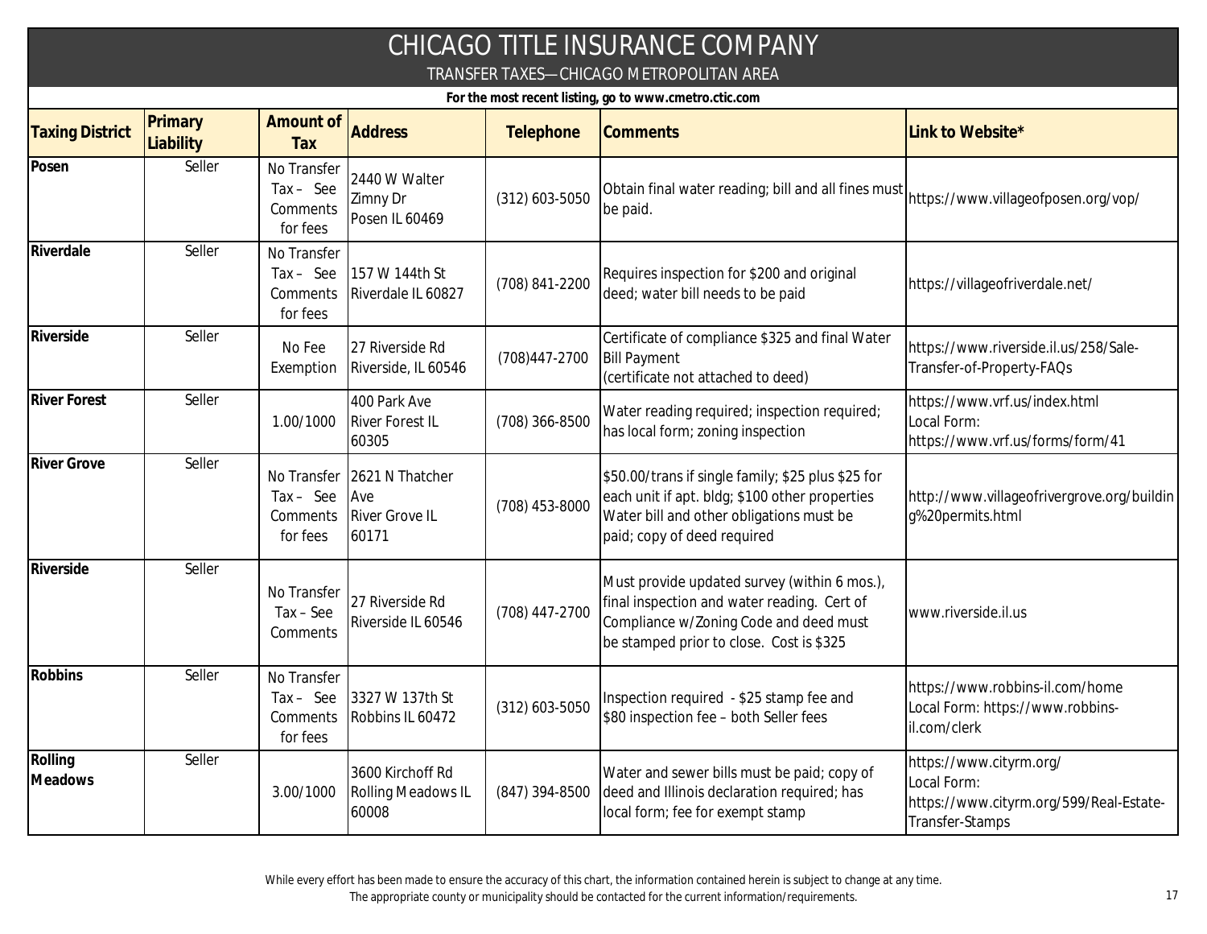# CHICAGO TITLE INSURANCE COMPANY

## TRANSFER TAXES—CHICAGO METROPOLITAN AREA

**For the most recent listing, go to www.cmetro.ctic.com**

| Taxing District | Primary Liability | Amount of Tax | Address | Telephone | Comments | Link to Website* |
|---|---|---|---|---|---|---|
| **Posen** | Seller | No Transfer Tax – See Comments for fees | 2440 W Walter Zimny Dr Posen IL 60469 | (312) 603-5050 | Obtain final water reading; bill and all fines must be paid. | https://www.villageofposen.org/vop/ |
| **Riverdale** | Seller | No Transfer Tax – See Comments for fees | 157 W 144th St Riverdale IL 60827 | (708) 841-2200 | Requires inspection for $200 and original deed; water bill needs to be paid | https://villageofriverdale.net/ |
| **Riverside** | Seller | No Fee Exemption | 27 Riverside Rd Riverside, IL 60546 | (708)447-2700 | Certificate of compliance $325 and final Water Bill Payment (certificate not attached to deed) | https://www.riverside.il.us/258/Sale-Transfer-of-Property-FAQs |
| **River Forest** | Seller | 1.00/1000 | 400 Park Ave River Forest IL 60305 | (708) 366-8500 | Water reading required; inspection required; has local form; zoning inspection | https://www.vrf.us/index.html Local Form: https://www.vrf.us/forms/form/41 |
| **River Grove** | Seller | No Transfer Tax – See Comments for fees | 2621 N Thatcher Ave River Grove IL 60171 | (708) 453-8000 | $50.00/trans if single family; $25 plus $25 for each unit if apt. bldg; $100 other properties Water bill and other obligations must be paid; copy of deed required | http://www.villageofrivergrove.org/building%20permits.html |
| **Riverside** | Seller | No Transfer Tax – See Comments | 27 Riverside Rd Riverside IL 60546 | (708) 447-2700 | Must provide updated survey (within 6 mos.), final inspection and water reading. Cert of Compliance w/Zoning Code and deed must be stamped prior to close. Cost is $325 | www.riverside.il.us |
| **Robbins** | Seller | No Transfer Tax – See Comments for fees | 3327 W 137th St Robbins IL 60472 | (312) 603-5050 | Inspection required - $25 stamp fee and $80 inspection fee – both Seller fees | https://www.robbins-il.com/home Local Form: https://www.robbins-il.com/clerk |
| **Rolling Meadows** | Seller | 3.00/1000 | 3600 Kirchoff Rd Rolling Meadows IL 60008 | (847) 394-8500 | Water and sewer bills must be paid; copy of deed and Illinois declaration required; has local form; fee for exempt stamp | https://www.cityrm.org/ Local Form: https://www.cityrm.org/599/Real-Estate-Transfer-Stamps |

While every effort has been made to ensure the accuracy of this chart, the information contained herein is subject to change at any time.
The appropriate county or municipality should be contacted for the current information/requirements.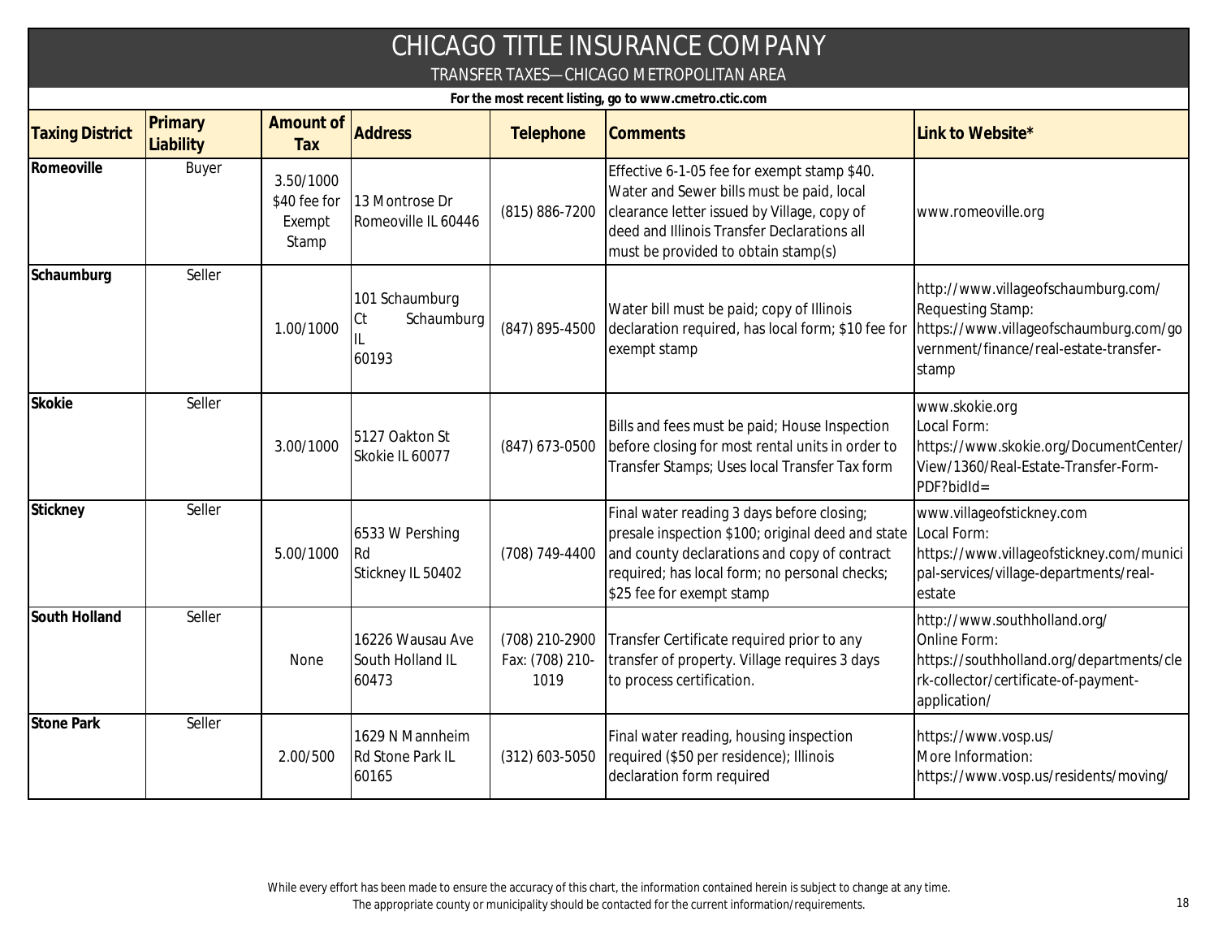# CHICAGO TITLE INSURANCE COMPANY

## TRANSFER TAXES—CHICAGO METROPOLITAN AREA

**For the most recent listing, go to www.cmetro.ctic.com**

| Taxing District | Primary Liability | Amount of Tax | Address | Telephone | Comments | Link to Website* |
|---|---|---|---|---|---|---|
| **Romeoville** | Buyer | 3.50/1000 $40 fee for Exempt Stamp | 13 Montrose Dr Romeoville IL 60446 | (815) 886-7200 | Effective 6-1-05 fee for exempt stamp $40. Water and Sewer bills must be paid, local clearance letter issued by Village, copy of deed and Illinois Transfer Declarations all must be provided to obtain stamp(s) | www.romeoville.org |
| **Schaumburg** | Seller | 1.00/1000 | 101 Schaumburg Ct Schaumburg IL 60193 | (847) 895-4500 | Water bill must be paid; copy of Illinois declaration required, has local form; $10 fee for exempt stamp | http://www.villageofschaumburg.com/ Requesting Stamp: https://www.villageofschaumburg.com/government/finance/real-estate-transfer-stamp |
| **Skokie** | Seller | 3.00/1000 | 5127 Oakton St Skokie IL 60077 | (847) 673-0500 | Bills and fees must be paid; House Inspection before closing for most rental units in order to Transfer Stamps; Uses local Transfer Tax form | www.skokie.org Local Form: https://www.skokie.org/DocumentCenter/View/1360/Real-Estate-Transfer-Form-PDF?bidId= |
| **Stickney** | Seller | 5.00/1000 | 6533 W Pershing Rd Stickney IL 50402 | (708) 749-4400 | Final water reading 3 days before closing; presale inspection $100; original deed and state and county declarations and copy of contract required; has local form; no personal checks; $25 fee for exempt stamp | www.villageofstickney.com Local Form: https://www.villageofstickney.com/municipal-services/village-departments/real-estate |
| **South Holland** | Seller | None | 16226 Wausau Ave South Holland IL 60473 | (708) 210-2900 Fax: (708) 210-1019 | Transfer Certificate required prior to any transfer of property. Village requires 3 days to process certification. | http://www.southholland.org/ Online Form: https://southholland.org/departments/clerk-collector/certificate-of-payment-application/ |
| **Stone Park** | Seller | 2.00/500 | 1629 N Mannheim Rd Stone Park IL 60165 | (312) 603-5050 | Final water reading, housing inspection required ($50 per residence); Illinois declaration form required | https://www.vosp.us/ More Information: https://www.vosp.us/residents/moving/ |

While every effort has been made to ensure the accuracy of this chart, the information contained herein is subject to change at any time. The appropriate county or municipality should be contacted for the current information/requirements.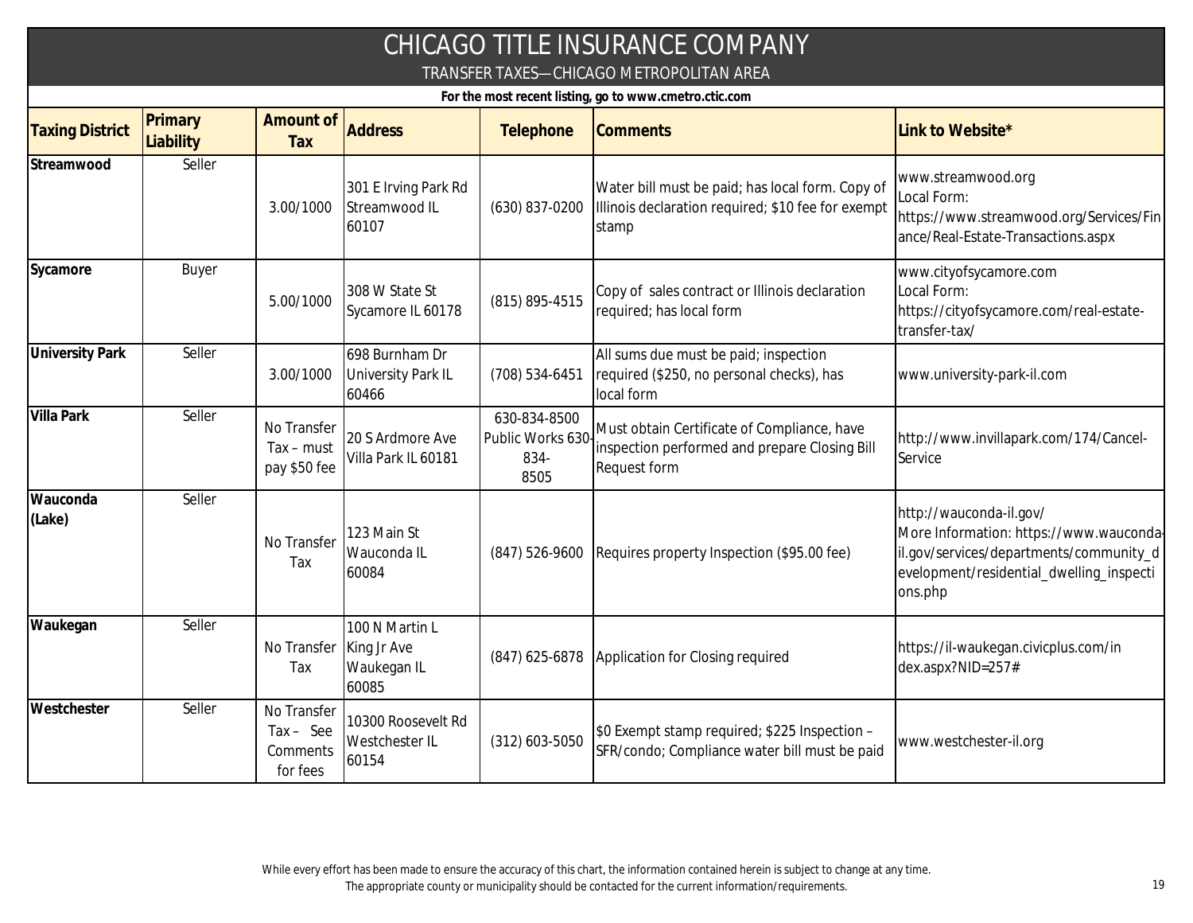# CHICAGO TITLE INSURANCE COMPANY

## TRANSFER TAXES—CHICAGO METROPOLITAN AREA

**For the most recent listing, go to www.cmetro.ctic.com**

| Taxing District | Primary Liability | Amount of Tax | Address | Telephone | Comments | Link to Website* |
|---|---|---|---|---|---|---|
| **Streamwood** | Seller | 3.00/1000 | 301 E Irving Park Rd Streamwood IL 60107 | (630) 837-0200 | Water bill must be paid; has local form. Copy of Illinois declaration required; $10 fee for exempt stamp | www.streamwood.org Local Form: https://www.streamwood.org/Services/Finance/Real-Estate-Transactions.aspx |
| **Sycamore** | Buyer | 5.00/1000 | 308 W State St Sycamore IL 60178 | (815) 895-4515 | Copy of sales contract or Illinois declaration required; has local form | www.cityofsycamore.com Local Form: https://cityofsycamore.com/real-estate-transfer-tax/ |
| **University Park** | Seller | 3.00/1000 | 698 Burnham Dr University Park IL 60466 | (708) 534-6451 | All sums due must be paid; inspection required ($250, no personal checks), has local form | www.university-park-il.com |
| **Villa Park** | Seller | No Transfer Tax – must pay $50 fee | 20 S Ardmore Ave Villa Park IL 60181 | 630-834-8500 Public Works 630-834-8505 | Must obtain Certificate of Compliance, have inspection performed and prepare Closing Bill Request form | http://www.invillapark.com/174/Cancel-Service |
| **Wauconda (Lake)** | Seller | No Transfer Tax | 123 Main St Wauconda IL 60084 | (847) 526-9600 | Requires property Inspection ($95.00 fee) | http://wauconda-il.gov/ More Information: https://www.wauconda-il.gov/services/departments/community_development/residential_dwelling_inspections.php |
| **Waukegan** | Seller | No Transfer Tax | 100 N Martin L King Jr Ave Waukegan IL 60085 | (847) 625-6878 | Application for Closing required | https://il-waukegan.civicplus.com/index.aspx?NID=257# |
| **Westchester** | Seller | No Transfer Tax – See Comments for fees | 10300 Roosevelt Rd Westchester IL 60154 | (312) 603-5050 | $0 Exempt stamp required; $225 Inspection – SFR/condo; Compliance water bill must be paid | www.westchester-il.org |

While every effort has been made to ensure the accuracy of this chart, the information contained herein is subject to change at any time.
The appropriate county or municipality should be contacted for the current information/requirements.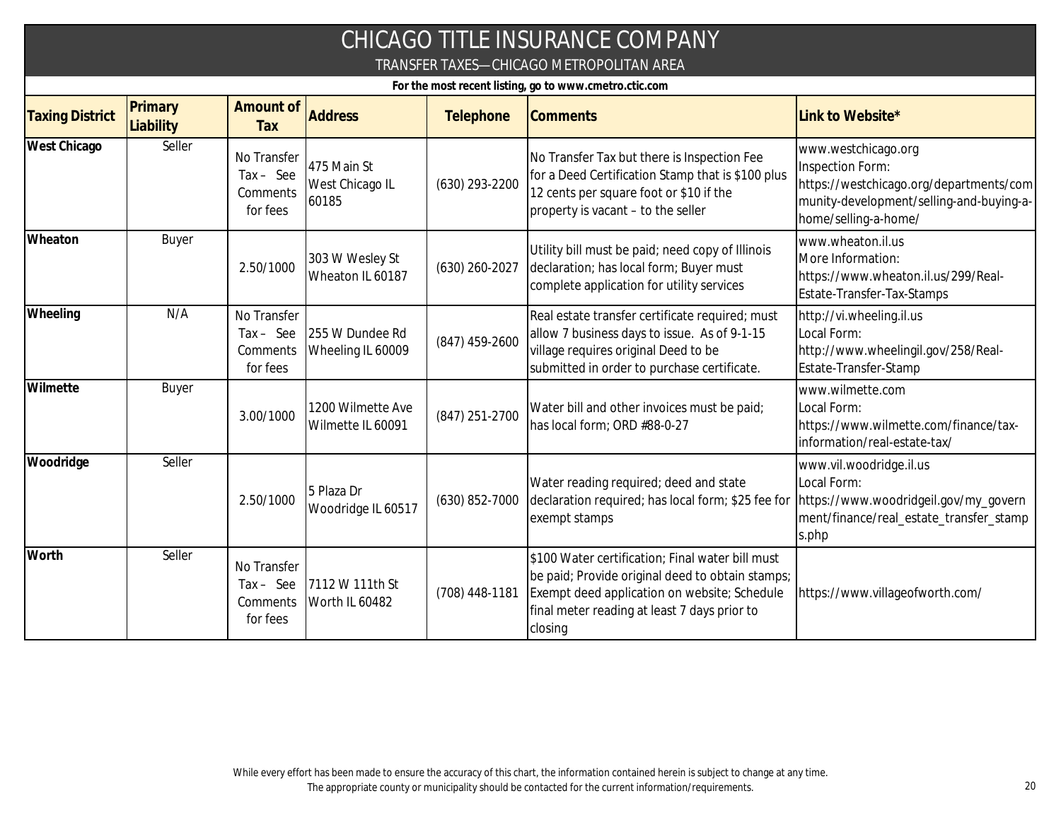# CHICAGO TITLE INSURANCE COMPANY

TRANSFER TAXES—CHICAGO METROPOLITAN AREA

**For the most recent listing, go to www.cmetro.ctic.com**

| Taxing District | Primary Liability | Amount of Tax | Address | Telephone | Comments | Link to Website* |
|---|---|---|---|---|---|---|
| **West Chicago** | Seller | No Transfer Tax – See Comments for fees | 475 Main St West Chicago IL 60185 | (630) 293-2200 | No Transfer Tax but there is Inspection Fee for a Deed Certification Stamp that is $100 plus 12 cents per square foot or $10 if the property is vacant – to the seller | www.westchicago.org Inspection Form: https://westchicago.org/departments/community-development/selling-and-buying-a-home/selling-a-home/ |
| **Wheaton** | Buyer | 2.50/1000 | 303 W Wesley St Wheaton IL 60187 | (630) 260-2027 | Utility bill must be paid; need copy of Illinois declaration; has local form; Buyer must complete application for utility services | www.wheaton.il.us More Information: https://www.wheaton.il.us/299/Real-Estate-Transfer-Tax-Stamps |
| **Wheeling** | N/A | No Transfer Tax – See Comments for fees | 255 W Dundee Rd Wheeling IL 60009 | (847) 459-2600 | Real estate transfer certificate required; must allow 7 business days to issue. As of 9-1-15 village requires original Deed to be submitted in order to purchase certificate. | http://vi.wheeling.il.us Local Form: http://www.wheelingil.gov/258/Real-Estate-Transfer-Stamp |
| **Wilmette** | Buyer | 3.00/1000 | 1200 Wilmette Ave Wilmette IL 60091 | (847) 251-2700 | Water bill and other invoices must be paid; has local form; ORD #88-0-27 | www.wilmette.com Local Form: https://www.wilmette.com/finance/tax-information/real-estate-tax/ |
| **Woodridge** | Seller | 2.50/1000 | 5 Plaza Dr Woodridge IL 60517 | (630) 852-7000 | Water reading required; deed and state declaration required; has local form; $25 fee for exempt stamps | www.vil.woodridge.il.us Local Form: https://www.woodridgeil.gov/my_government/finance/real_estate_transfer_stamps.php |
| **Worth** | Seller | No Transfer Tax – See Comments for fees | 7112 W 111th St Worth IL 60482 | (708) 448-1181 | $100 Water certification; Final water bill must be paid; Provide original deed to obtain stamps; Exempt deed application on website; Schedule final meter reading at least 7 days prior to closing | https://www.villageofworth.com/ |

While every effort has been made to ensure the accuracy of this chart, the information contained herein is subject to change at any time.
The appropriate county or municipality should be contacted for the current information/requirements.